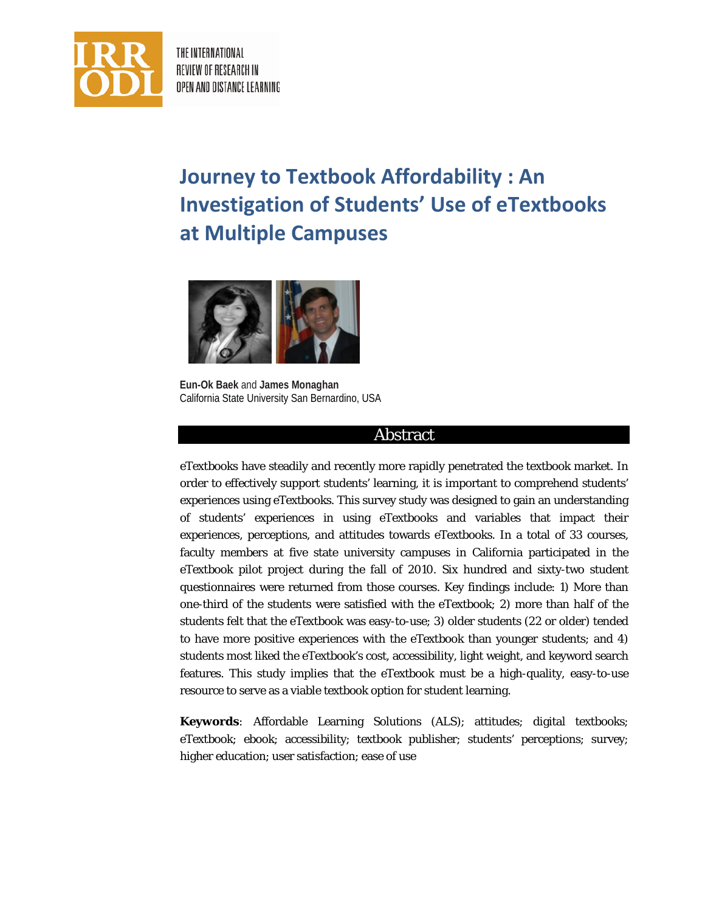# Journey to Textbook Affordability : An Investigation of Students' Use of eTextbooks at Multiple Campuses

**Eun-Ok Baek** and **James Monaghan**
California State University San Bernardino, USA

## Abstract

eTextbooks have steadily and recently more rapidly penetrated the textbook market. In order to effectively support students' learning, it is important to comprehend students' experiences using eTextbooks. This survey study was designed to gain an understanding of students' experiences in using eTextbooks and variables that impact their experiences, perceptions, and attitudes towards eTextbooks. In a total of 33 courses, faculty members at five state university campuses in California participated in the eTextbook pilot project during the fall of 2010. Six hundred and sixty-two student questionnaires were returned from those courses. Key findings include: 1) More than one-third of the students were satisfied with the eTextbook; 2) more than half of the students felt that the eTextbook was easy-to-use; 3) older students (22 or older) tended to have more positive experiences with the eTextbook than younger students; and 4) students most liked the eTextbook's cost, accessibility, light weight, and keyword search features. This study implies that the eTextbook must be a high-quality, easy-to-use resource to serve as a viable textbook option for student learning.

**Keywords**: Affordable Learning Solutions (ALS); attitudes; digital textbooks; eTextbook; ebook; accessibility; textbook publisher; students' perceptions; survey; higher education; user satisfaction; ease of use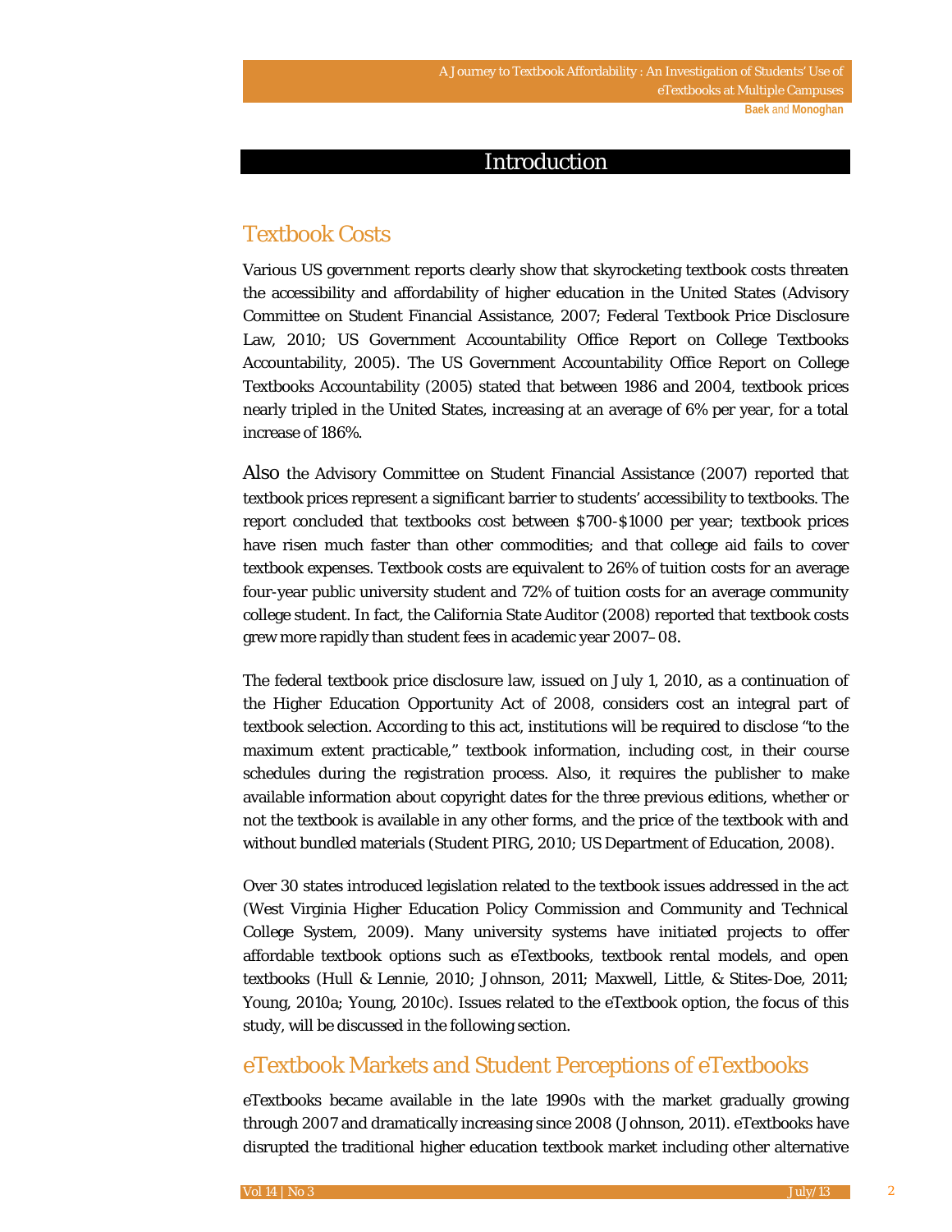# Introduction

## Textbook Costs

Various US government reports clearly show that skyrocketing textbook costs threaten the accessibility and affordability of higher education in the United States (Advisory Committee on Student Financial Assistance, 2007; Federal Textbook Price Disclosure Law, 2010; US Government Accountability Office Report on College Textbooks Accountability, 2005). The US Government Accountability Office Report on College Textbooks Accountability (2005) stated that between 1986 and 2004, textbook prices nearly tripled in the United States, increasing at an average of 6% per year, for a total increase of 186%.

Also the Advisory Committee on Student Financial Assistance (2007) reported that textbook prices represent a significant barrier to students' accessibility to textbooks. The report concluded that textbooks cost between $700-$1000 per year; textbook prices have risen much faster than other commodities; and that college aid fails to cover textbook expenses. Textbook costs are equivalent to 26% of tuition costs for an average four-year public university student and 72% of tuition costs for an average community college student. In fact, the California State Auditor (2008) reported that textbook costs grew more rapidly than student fees in academic year 2007–08.

The federal textbook price disclosure law, issued on July 1, 2010, as a continuation of the Higher Education Opportunity Act of 2008, considers cost an integral part of textbook selection. According to this act, institutions will be required to disclose "to the maximum extent practicable," textbook information, including cost, in their course schedules during the registration process. Also, it requires the publisher to make available information about copyright dates for the three previous editions, whether or not the textbook is available in any other forms, and the price of the textbook with and without bundled materials (Student PIRG, 2010; US Department of Education, 2008).

Over 30 states introduced legislation related to the textbook issues addressed in the act (West Virginia Higher Education Policy Commission and Community and Technical College System, 2009). Many university systems have initiated projects to offer affordable textbook options such as eTextbooks, textbook rental models, and open textbooks (Hull & Lennie, 2010; Johnson, 2011; Maxwell, Little, & Stites-Doe, 2011; Young, 2010a; Young, 2010c). Issues related to the eTextbook option, the focus of this study, will be discussed in the following section.

## eTextbook Markets and Student Perceptions of eTextbooks

eTextbooks became available in the late 1990s with the market gradually growing through 2007 and dramatically increasing since 2008 (Johnson, 2011). eTextbooks have disrupted the traditional higher education textbook market including other alternative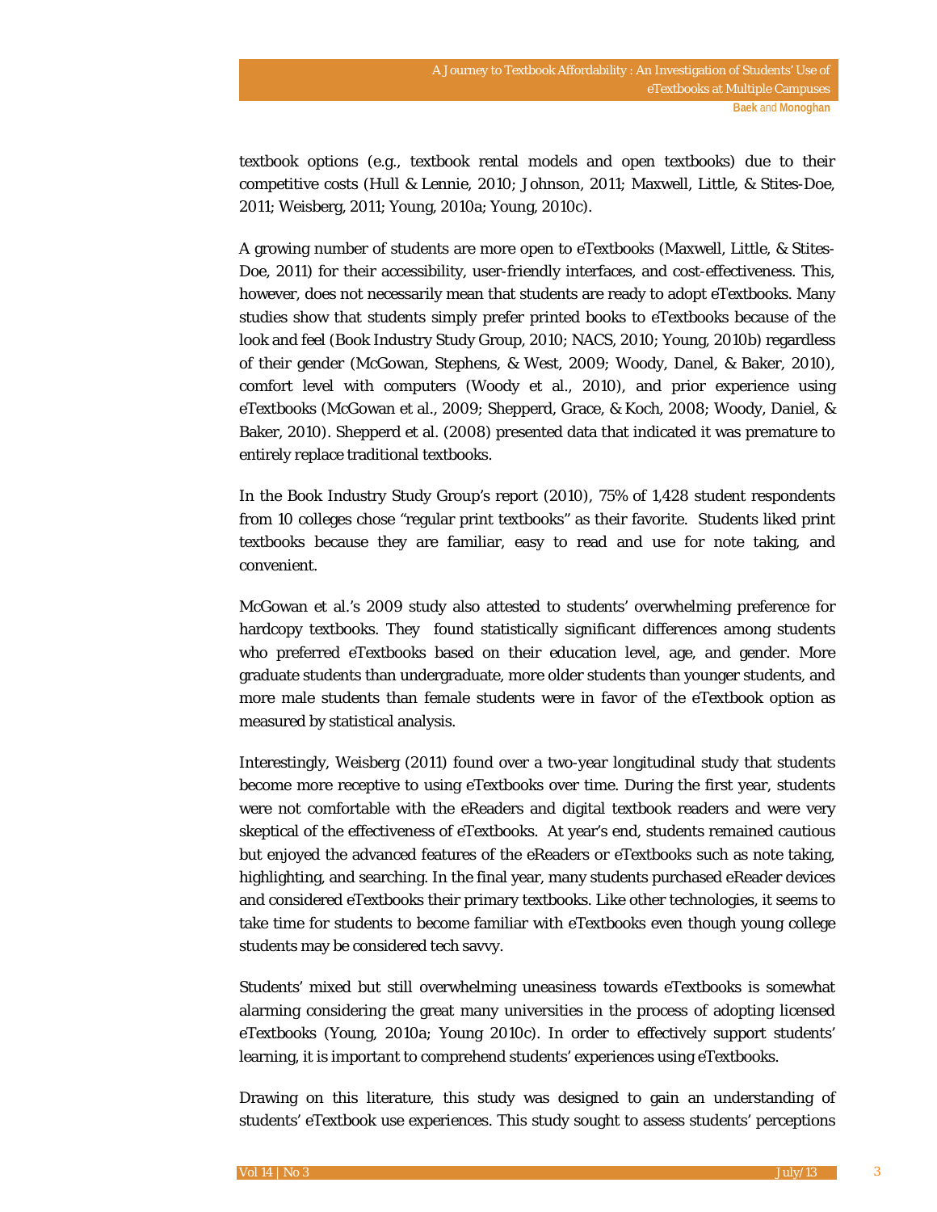textbook options (e.g., textbook rental models and open textbooks) due to their competitive costs (Hull & Lennie, 2010; Johnson, 2011; Maxwell, Little, & Stites-Doe, 2011; Weisberg, 2011; Young, 2010a; Young, 2010c).

A growing number of students are more open to eTextbooks (Maxwell, Little, & Stites-Doe, 2011) for their accessibility, user-friendly interfaces, and cost-effectiveness. This, however, does not necessarily mean that students are ready to adopt eTextbooks. Many studies show that students simply prefer printed books to eTextbooks because of the look and feel (Book Industry Study Group, 2010; NACS, 2010; Young, 2010b) regardless of their gender (McGowan, Stephens, & West, 2009; Woody, Danel, & Baker, 2010), comfort level with computers (Woody et al., 2010), and prior experience using eTextbooks (McGowan et al., 2009; Shepperd, Grace, & Koch, 2008; Woody, Daniel, & Baker, 2010). Shepperd et al. (2008) presented data that indicated it was premature to entirely replace traditional textbooks.

In the Book Industry Study Group's report (2010), 75% of 1,428 student respondents from 10 colleges chose "regular print textbooks" as their favorite. Students liked print textbooks because they are familiar, easy to read and use for note taking, and convenient.

McGowan et al.'s 2009 study also attested to students' overwhelming preference for hardcopy textbooks. They found statistically significant differences among students who preferred eTextbooks based on their education level, age, and gender. More graduate students than undergraduate, more older students than younger students, and more male students than female students were in favor of the eTextbook option as measured by statistical analysis.

Interestingly, Weisberg (2011) found over a two-year longitudinal study that students become more receptive to using eTextbooks over time. During the first year, students were not comfortable with the eReaders and digital textbook readers and were very skeptical of the effectiveness of eTextbooks. At year's end, students remained cautious but enjoyed the advanced features of the eReaders or eTextbooks such as note taking, highlighting, and searching. In the final year, many students purchased eReader devices and considered eTextbooks their primary textbooks. Like other technologies, it seems to take time for students to become familiar with eTextbooks even though young college students may be considered tech savvy.

Students' mixed but still overwhelming uneasiness towards eTextbooks is somewhat alarming considering the great many universities in the process of adopting licensed eTextbooks (Young, 2010a; Young 2010c). In order to effectively support students' learning, it is important to comprehend students' experiences using eTextbooks.

Drawing on this literature, this study was designed to gain an understanding of students' eTextbook use experiences. This study sought to assess students' perceptions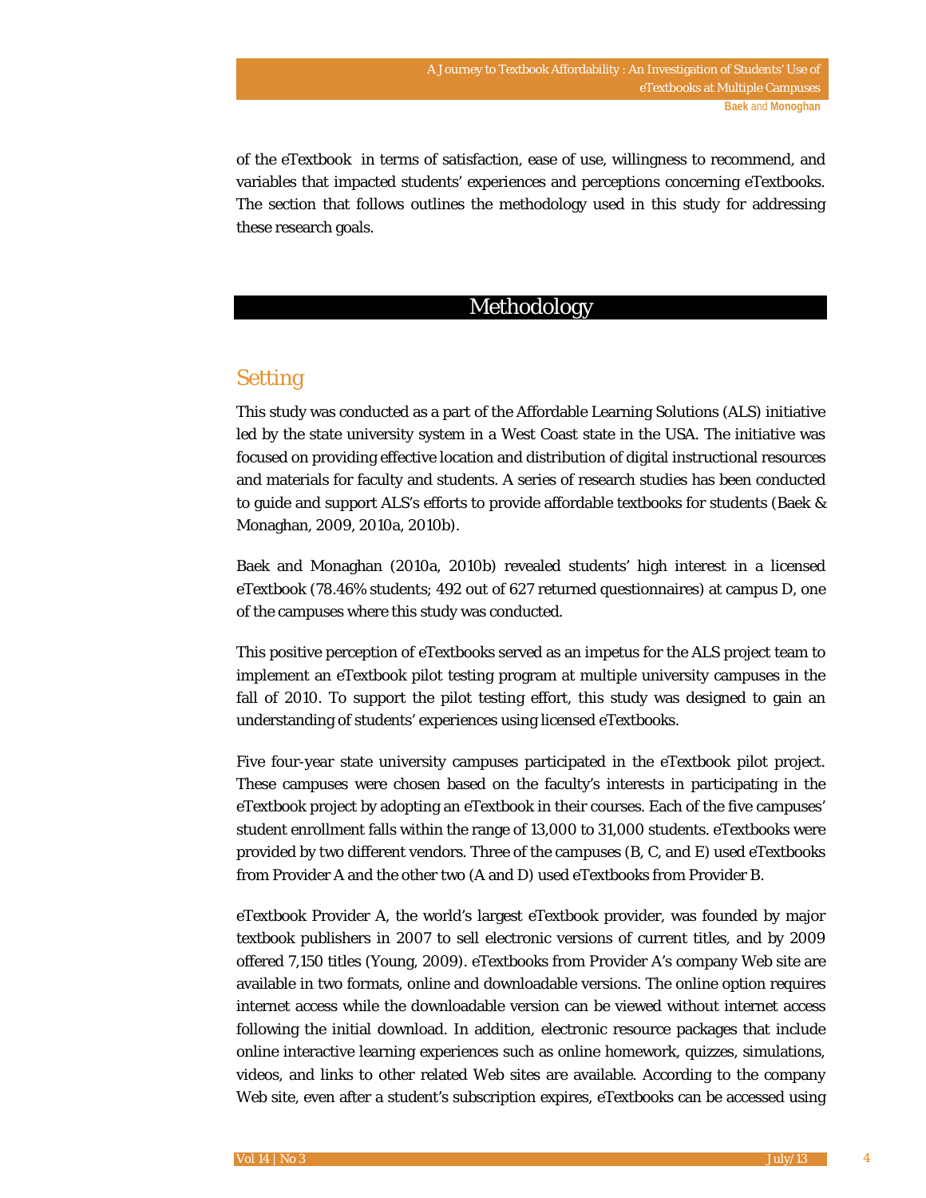of the eTextbook in terms of satisfaction, ease of use, willingness to recommend, and variables that impacted students' experiences and perceptions concerning eTextbooks. The section that follows outlines the methodology used in this study for addressing these research goals.

# Methodology

## Setting

This study was conducted as a part of the Affordable Learning Solutions (ALS) initiative led by the state university system in a West Coast state in the USA. The initiative was focused on providing effective location and distribution of digital instructional resources and materials for faculty and students. A series of research studies has been conducted to guide and support ALS's efforts to provide affordable textbooks for students (Baek & Monaghan, 2009, 2010a, 2010b).

Baek and Monaghan (2010a, 2010b) revealed students' high interest in a licensed eTextbook (78.46% students; 492 out of 627 returned questionnaires) at campus D, one of the campuses where this study was conducted.

This positive perception of eTextbooks served as an impetus for the ALS project team to implement an eTextbook pilot testing program at multiple university campuses in the fall of 2010. To support the pilot testing effort, this study was designed to gain an understanding of students' experiences using licensed eTextbooks.

Five four-year state university campuses participated in the eTextbook pilot project. These campuses were chosen based on the faculty's interests in participating in the eTextbook project by adopting an eTextbook in their courses. Each of the five campuses' student enrollment falls within the range of 13,000 to 31,000 students. eTextbooks were provided by two different vendors. Three of the campuses (B, C, and E) used eTextbooks from Provider A and the other two (A and D) used eTextbooks from Provider B.

eTextbook Provider A, the world's largest eTextbook provider, was founded by major textbook publishers in 2007 to sell electronic versions of current titles, and by 2009 offered 7,150 titles (Young, 2009). eTextbooks from Provider A's company Web site are available in two formats, online and downloadable versions. The online option requires internet access while the downloadable version can be viewed without internet access following the initial download. In addition, electronic resource packages that include online interactive learning experiences such as online homework, quizzes, simulations, videos, and links to other related Web sites are available. According to the company Web site, even after a student's subscription expires, eTextbooks can be accessed using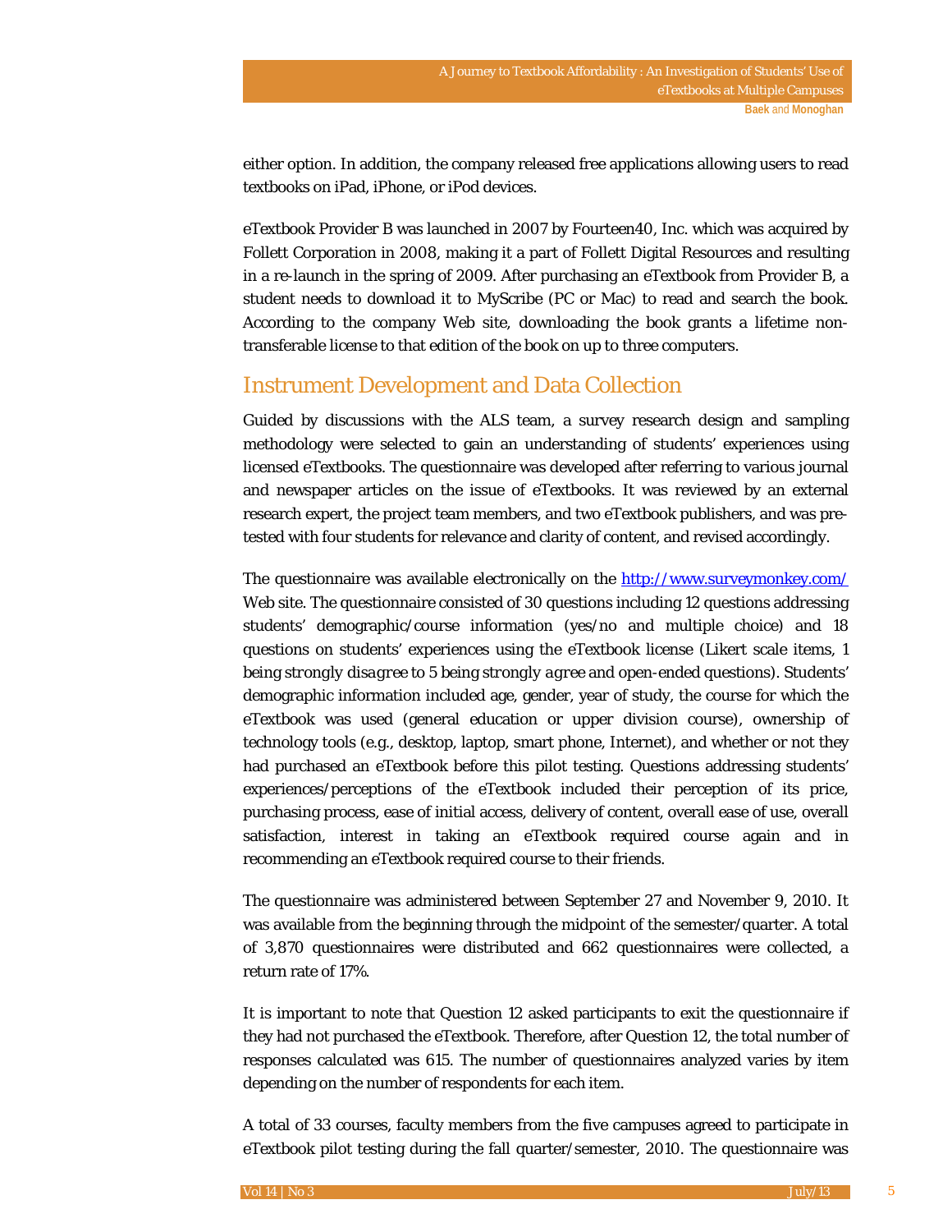either option. In addition, the company released free applications allowing users to read textbooks on iPad, iPhone, or iPod devices.

eTextbook Provider B was launched in 2007 by Fourteen40, Inc. which was acquired by Follett Corporation in 2008, making it a part of Follett Digital Resources and resulting in a re-launch in the spring of 2009. After purchasing an eTextbook from Provider B, a student needs to download it to MyScribe (PC or Mac) to read and search the book. According to the company Web site, downloading the book grants a lifetime non-transferable license to that edition of the book on up to three computers.

## Instrument Development and Data Collection

Guided by discussions with the ALS team, a survey research design and sampling methodology were selected to gain an understanding of students' experiences using licensed eTextbooks. The questionnaire was developed after referring to various journal and newspaper articles on the issue of eTextbooks. It was reviewed by an external research expert, the project team members, and two eTextbook publishers, and was pre-tested with four students for relevance and clarity of content, and revised accordingly.

The questionnaire was available electronically on the http://www.surveymonkey.com/ Web site. The questionnaire consisted of 30 questions including 12 questions addressing students' demographic/course information (yes/no and multiple choice) and 18 questions on students' experiences using the eTextbook license (Likert scale items, 1 being *strongly disagree* to 5 being *strongly agree* and open-ended questions). Students' demographic information included age, gender, year of study, the course for which the eTextbook was used (general education or upper division course), ownership of technology tools (e.g., desktop, laptop, smart phone, Internet), and whether or not they had purchased an eTextbook before this pilot testing. Questions addressing students' experiences/perceptions of the eTextbook included their perception of its price, purchasing process, ease of initial access, delivery of content, overall ease of use, overall satisfaction, interest in taking an eTextbook required course again and in recommending an eTextbook required course to their friends.

The questionnaire was administered between September 27 and November 9, 2010. It was available from the beginning through the midpoint of the semester/quarter. A total of 3,870 questionnaires were distributed and 662 questionnaires were collected, a return rate of 17%.

It is important to note that Question 12 asked participants to exit the questionnaire if they had not purchased the eTextbook. Therefore, after Question 12, the total number of responses calculated was 615. The number of questionnaires analyzed varies by item depending on the number of respondents for each item.

A total of 33 courses, faculty members from the five campuses agreed to participate in eTextbook pilot testing during the fall quarter/semester, 2010. The questionnaire was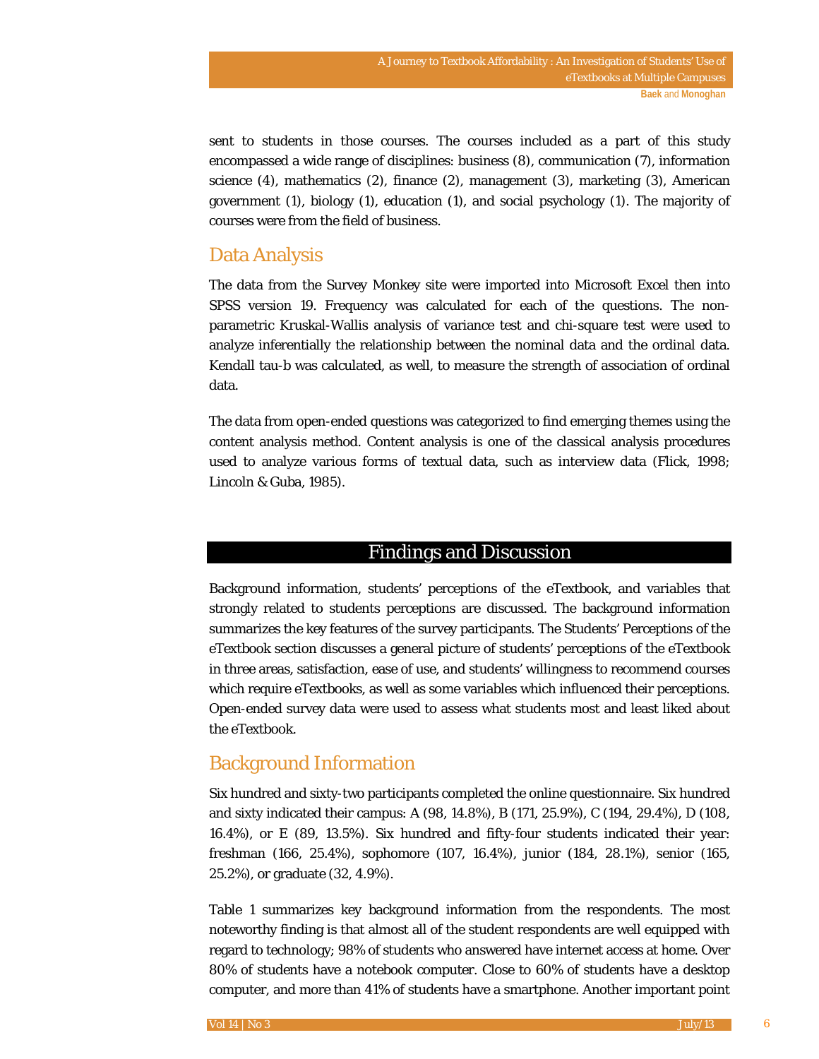sent to students in those courses. The courses included as a part of this study encompassed a wide range of disciplines: business (8), communication (7), information science (4), mathematics (2), finance (2), management (3), marketing (3), American government (1), biology (1), education (1), and social psychology (1). The majority of courses were from the field of business.

## Data Analysis

The data from the Survey Monkey site were imported into Microsoft Excel then into SPSS version 19. Frequency was calculated for each of the questions. The non-parametric Kruskal-Wallis analysis of variance test and chi-square test were used to analyze inferentially the relationship between the nominal data and the ordinal data. Kendall tau-b was calculated, as well, to measure the strength of association of ordinal data.

The data from open-ended questions was categorized to find emerging themes using the content analysis method. Content analysis is one of the classical analysis procedures used to analyze various forms of textual data, such as interview data (Flick, 1998; Lincoln & Guba, 1985).

# Findings and Discussion

Background information, students' perceptions of the eTextbook, and variables that strongly related to students perceptions are discussed. The background information summarizes the key features of the survey participants. The Students' Perceptions of the eTextbook section discusses a general picture of students' perceptions of the eTextbook in three areas, satisfaction, ease of use, and students' willingness to recommend courses which require eTextbooks, as well as some variables which influenced their perceptions. Open-ended survey data were used to assess what students most and least liked about the eTextbook.

## Background Information

Six hundred and sixty-two participants completed the online questionnaire. Six hundred and sixty indicated their campus: A (98, 14.8%), B (171, 25.9%), C (194, 29.4%), D (108, 16.4%), or E (89, 13.5%). Six hundred and fifty-four students indicated their year: freshman (166, 25.4%), sophomore (107, 16.4%), junior (184, 28.1%), senior (165, 25.2%), or graduate (32, 4.9%).

Table 1 summarizes key background information from the respondents. The most noteworthy finding is that almost all of the student respondents are well equipped with regard to technology; 98% of students who answered have internet access at home. Over 80% of students have a notebook computer. Close to 60% of students have a desktop computer, and more than 41% of students have a smartphone. Another important point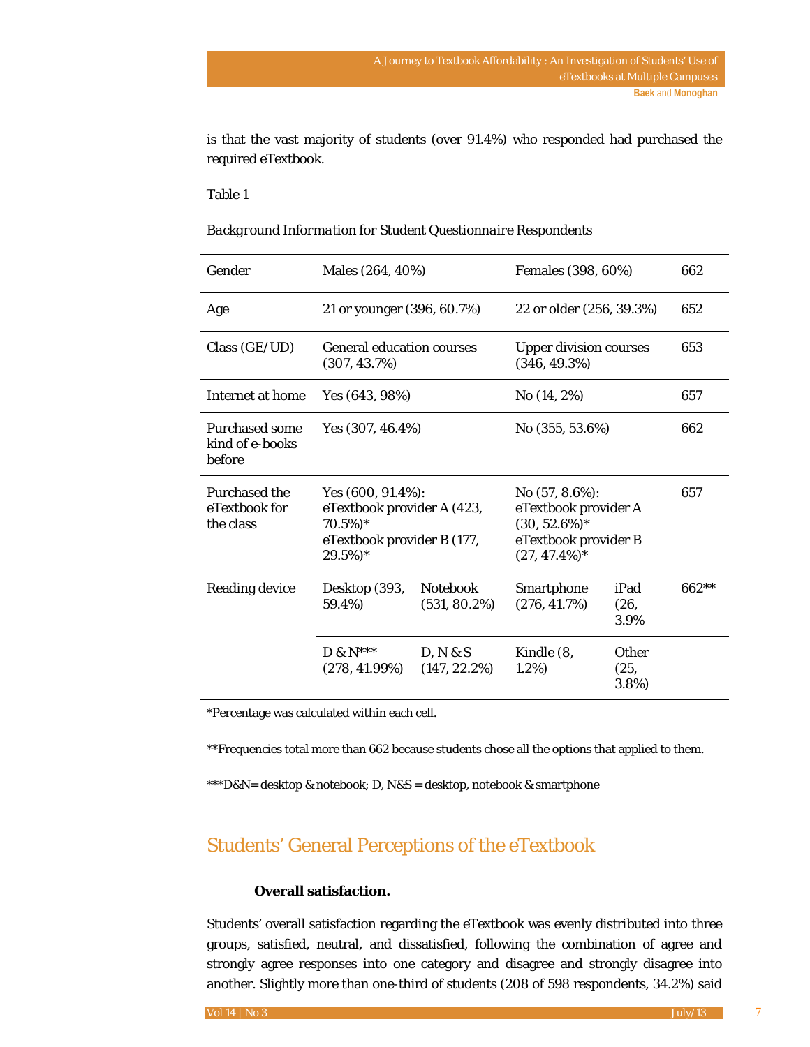is that the vast majority of students (over 91.4%) who responded had purchased the required eTextbook.

Table 1

*Background Information for Student Questionnaire Respondents*

| | | | | | |
|---|---|---|---|---|---|
| Gender | Males (264, 40%) | | Females (398, 60%) | | 662 |
| Age | 21 or younger (396, 60.7%) | | 22 or older (256, 39.3%) | | 652 |
| Class (GE/UD) | General education courses (307, 43.7%) | | Upper division courses (346, 49.3%) | | 653 |
| Internet at home | Yes (643, 98%) | | No (14, 2%) | | 657 |
| Purchased some kind of e-books before | Yes (307, 46.4%) | | No (355, 53.6%) | | 662 |
| Purchased the eTextbook for the class | Yes (600, 91.4%): eTextbook provider A (423, 70.5%)* eTextbook provider B (177, 29.5%)* | | No (57, 8.6%): eTextbook provider A (30, 52.6%)* eTextbook provider B (27, 47.4%)* | | 657 |
| Reading device | Desktop (393, 59.4%) | Notebook (531, 80.2%) | Smartphone (276, 41.7%) | iPad (26, 3.9% | 662** |
| | D & N*** (278, 41.99%) | D, N & S (147, 22.2%) | Kindle (8, 1.2%) | Other (25, 3.8%) | |

*Percentage was calculated within each cell.

**Frequencies total more than 662 because students chose all the options that applied to them.

***D&N= desktop & notebook; D, N&S = desktop, notebook & smartphone

## Students' General Perceptions of the eTextbook

### Overall satisfaction.

Students' overall satisfaction regarding the eTextbook was evenly distributed into three groups, satisfied, neutral, and dissatisfied, following the combination of agree and strongly agree responses into one category and disagree and strongly disagree into another. Slightly more than one-third of students (208 of 598 respondents, 34.2%) said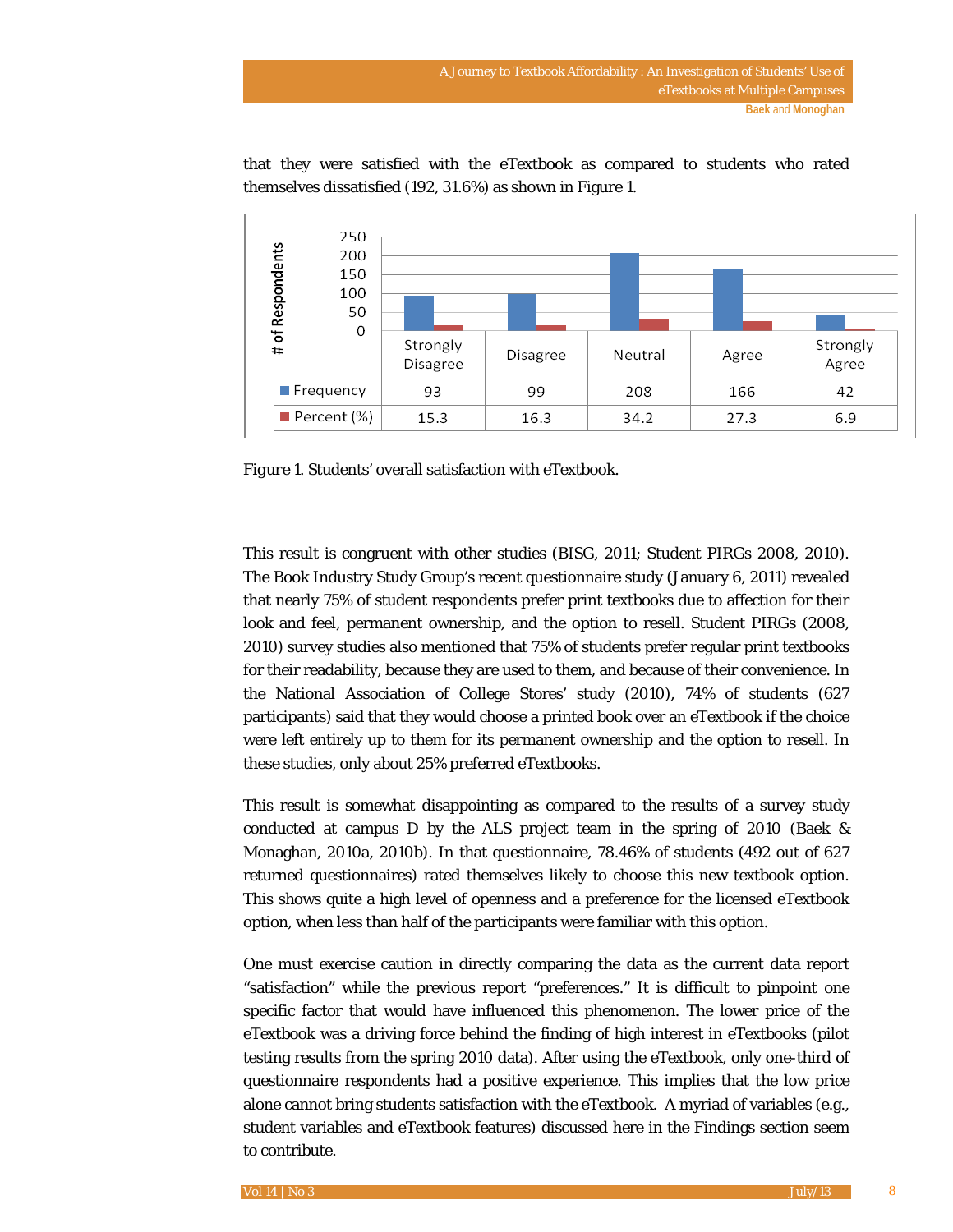that they were satisfied with the eTextbook as compared to students who rated themselves dissatisfied (192, 31.6%) as shown in Figure 1.

| | Strongly Disagree | Disagree | Neutral | Agree | Strongly Agree |
|---|---|---|---|---|---|
| Frequency | 93 | 99 | 208 | 166 | 42 |
| Percent (%) | 15.3 | 16.3 | 34.2 | 27.3 | 6.9 |

*Figure 1.* Students' overall satisfaction with eTextbook.

This result is congruent with other studies (BISG, 2011; Student PIRGs 2008, 2010). The Book Industry Study Group's recent questionnaire study (January 6, 2011) revealed that nearly 75% of student respondents prefer print textbooks due to affection for their look and feel, permanent ownership, and the option to resell. Student PIRGs (2008, 2010) survey studies also mentioned that 75% of students prefer regular print textbooks for their readability, because they are used to them, and because of their convenience. In the National Association of College Stores' study (2010), 74% of students (627 participants) said that they would choose a printed book over an eTextbook if the choice were left entirely up to them for its permanent ownership and the option to resell. In these studies, only about 25% preferred eTextbooks.

This result is somewhat disappointing as compared to the results of a survey study conducted at campus D by the ALS project team in the spring of 2010 (Baek & Monaghan, 2010a, 2010b). In that questionnaire, 78.46% of students (492 out of 627 returned questionnaires) rated themselves likely to choose this new textbook option. This shows quite a high level of openness and a preference for the licensed eTextbook option, when less than half of the participants were familiar with this option.

One must exercise caution in directly comparing the data as the current data report "satisfaction" while the previous report "preferences." It is difficult to pinpoint one specific factor that would have influenced this phenomenon. The lower price of the eTextbook was a driving force behind the finding of high interest in eTextbooks (pilot testing results from the spring 2010 data). After using the eTextbook, only one-third of questionnaire respondents had a positive experience. This implies that the low price alone cannot bring students satisfaction with the eTextbook. A myriad of variables (e.g., student variables and eTextbook features) discussed here in the Findings section seem to contribute.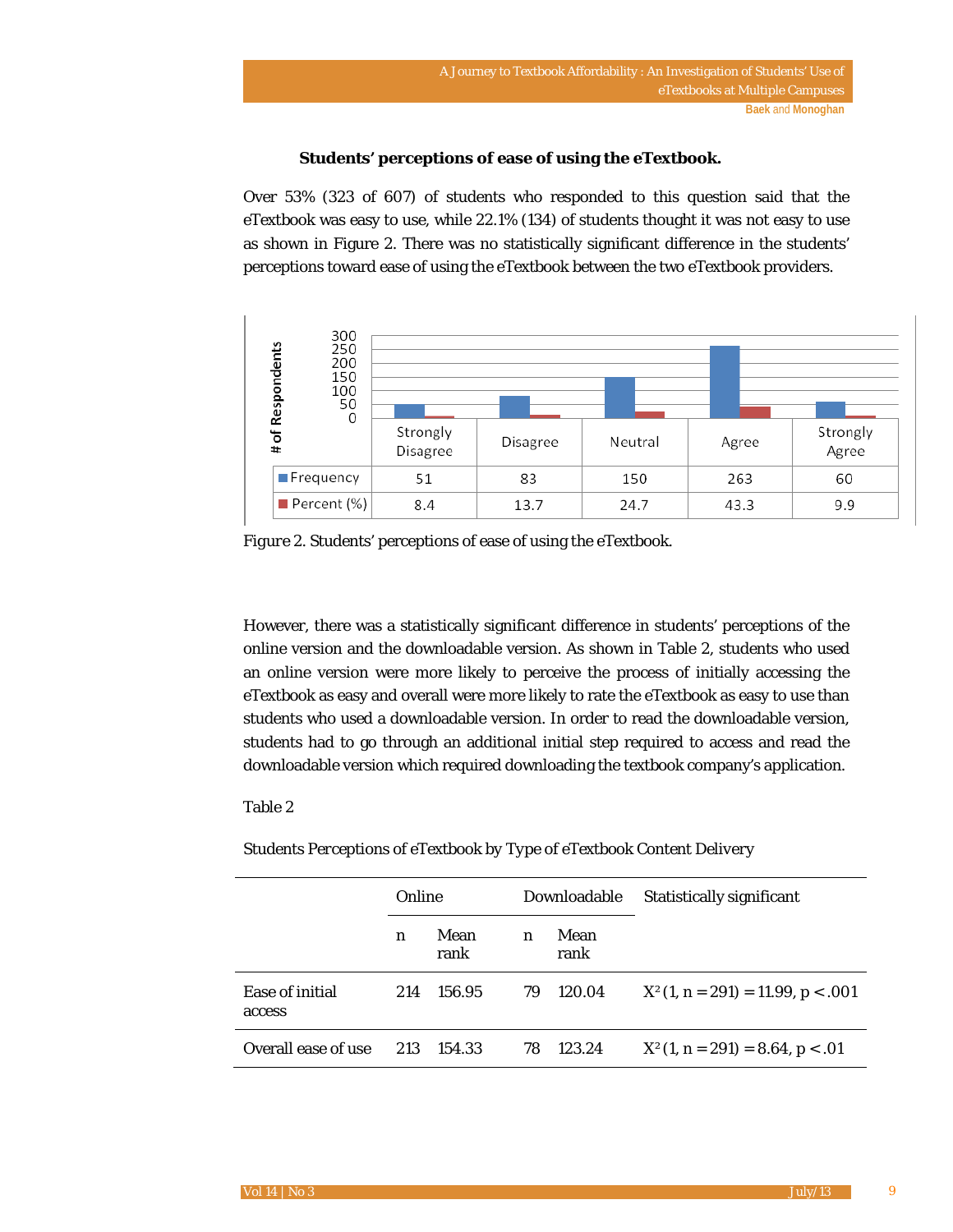### Students' perceptions of ease of using the eTextbook.

Over 53% (323 of 607) of students who responded to this question said that the eTextbook was easy to use, while 22.1% (134) of students thought it was not easy to use as shown in Figure 2. There was no statistically significant difference in the students' perceptions toward ease of using the eTextbook between the two eTextbook providers.

| | Strongly Disagree | Disagree | Neutral | Agree | Strongly Agree |
|---|---|---|---|---|---|
| Frequency | 51 | 83 | 150 | 263 | 60 |
| Percent (%) | 8.4 | 13.7 | 24.7 | 43.3 | 9.9 |

*Figure 2.* Students' perceptions of ease of using the eTextbook.

However, there was a statistically significant difference in students' perceptions of the online version and the downloadable version. As shown in Table 2, students who used an online version were more likely to perceive the process of initially accessing the eTextbook as easy and overall were more likely to rate the eTextbook as easy to use than students who used a downloadable version. In order to read the downloadable version, students had to go through an additional initial step required to access and read the downloadable version which required downloading the textbook company's application.

Table 2

*Students Perceptions of eTextbook by Type of eTextbook Content Delivery*

| | Online | | Downloadable | | Statistically significant |
|---|---|---|---|---|---|
| | n | Mean rank | n | Mean rank | |
| Ease of initial access | 214 | 156.95 | 79 | 120.04 | $X^2 (1, n = 291) = 11.99, p < .001$ |
| Overall ease of use | 213 | 154.33 | 78 | 123.24 | $X^2 (1, n = 291) = 8.64, p < .01$ |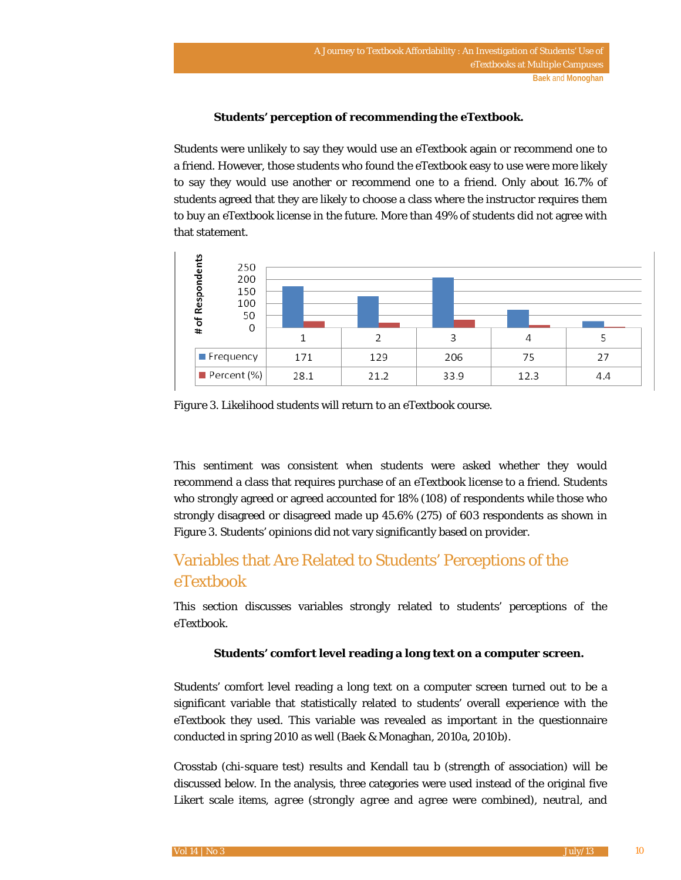#### Students' perception of recommending the eTextbook.

Students were unlikely to say they would use an eTextbook again or recommend one to a friend. However, those students who found the eTextbook easy to use were more likely to say they would use another or recommend one to a friend. Only about 16.7% of students agreed that they are likely to choose a class where the instructor requires them to buy an eTextbook license in the future. More than 49% of students did not agree with that statement.

| | 1 | 2 | 3 | 4 | 5 |
|---|---|---|---|---|---|
| Frequency | 171 | 129 | 206 | 75 | 27 |
| Percent (%) | 28.1 | 21.2 | 33.9 | 12.3 | 4.4 |

*Figure 3.* Likelihood students will return to an eTextbook course.

This sentiment was consistent when students were asked whether they would recommend a class that requires purchase of an eTextbook license to a friend. Students who strongly agreed or agreed accounted for 18% (108) of respondents while those who strongly disagreed or disagreed made up 45.6% (275) of 603 respondents as shown in Figure 3. Students' opinions did not vary significantly based on provider.

## Variables that Are Related to Students' Perceptions of the eTextbook

This section discusses variables strongly related to students' perceptions of the eTextbook.

#### Students' comfort level reading a long text on a computer screen.

Students' comfort level reading a long text on a computer screen turned out to be a significant variable that statistically related to students' overall experience with the eTextbook they used. This variable was revealed as important in the questionnaire conducted in spring 2010 as well (Baek & Monaghan, 2010a, 2010b).

Crosstab (chi-square test) results and Kendall tau b (strength of association) will be discussed below. In the analysis, three categories were used instead of the original five Likert scale items, *agree* (*strongly agree* and *agree* were combined), *neutral*, and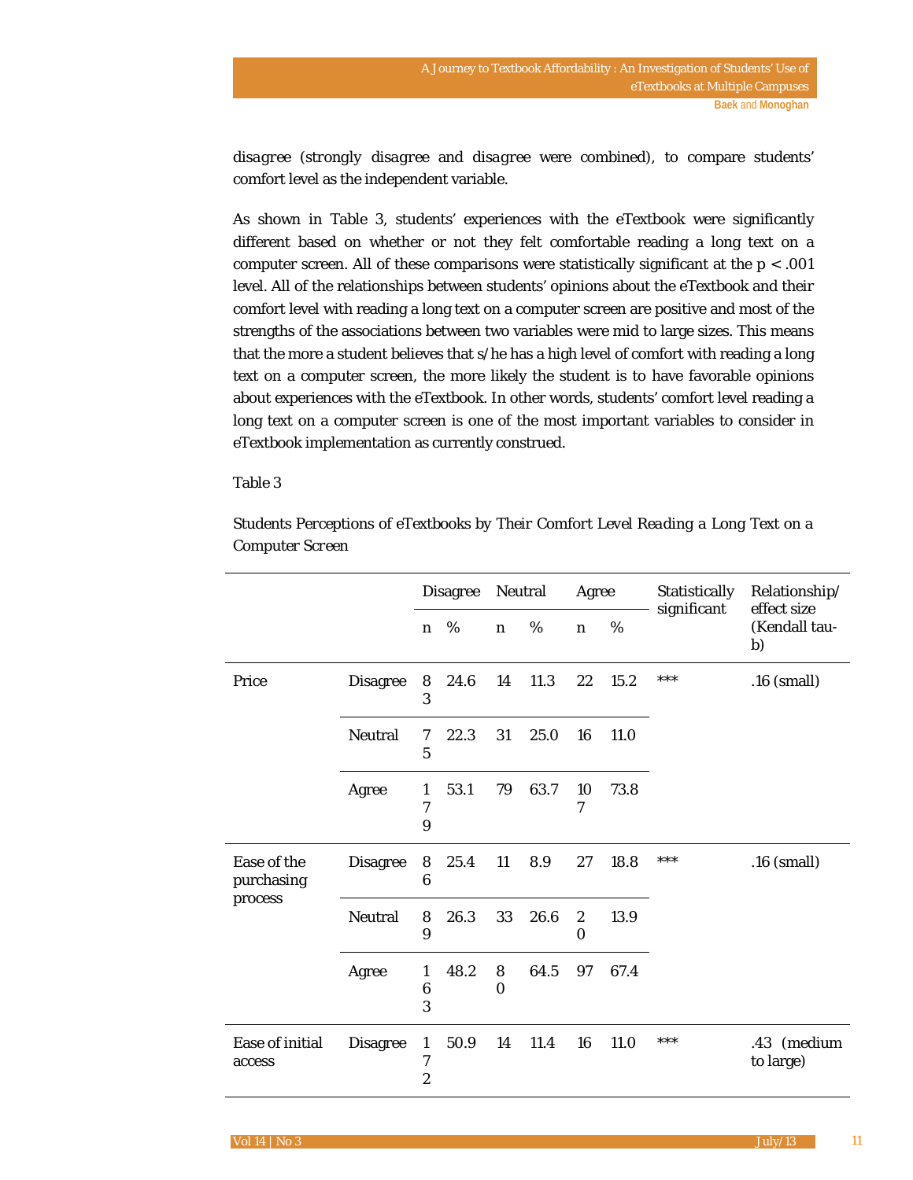*disagree* (*strongly disagree* and *disagree* were combined), to compare students' comfort level as the independent variable.

As shown in Table 3, students' experiences with the eTextbook were significantly different based on whether or not they felt comfortable reading a long text on a computer screen. All of these comparisons were statistically significant at the $p < .001$ level. All of the relationships between students' opinions about the eTextbook and their comfort level with reading a long text on a computer screen are positive and most of the strengths of the associations between two variables were mid to large sizes. This means that the more a student believes that s/he has a high level of comfort with reading a long text on a computer screen, the more likely the student is to have favorable opinions about experiences with the eTextbook. In other words, students' comfort level reading a long text on a computer screen is one of the most important variables to consider in eTextbook implementation as currently construed.

Table 3

*Students Perceptions of eTextbooks by Their Comfort Level Reading a Long Text on a Computer Screen*

| | | Disagree | | Neutral | | Agree | | Statistically significant | Relationship/ effect size (Kendall tau-b) |
|---|---|---|---|---|---|---|---|---|---|
| | | n | % | n | % | n | % | | |
| Price | Disagree | 83 | 24.6 | 14 | 11.3 | 22 | 15.2 | *** | .16 (small) |
| | Neutral | 75 | 22.3 | 31 | 25.0 | 16 | 11.0 | | |
| | Agree | 179 | 53.1 | 79 | 63.7 | 107 | 73.8 | | |
| Ease of the purchasing process | Disagree | 86 | 25.4 | 11 | 8.9 | 27 | 18.8 | *** | .16 (small) |
| | Neutral | 89 | 26.3 | 33 | 26.6 | 20 | 13.9 | | |
| | Agree | 163 | 48.2 | 80 | 64.5 | 97 | 67.4 | | |
| Ease of initial access | Disagree | 172 | 50.9 | 14 | 11.4 | 16 | 11.0 | *** | .43 (medium to large) |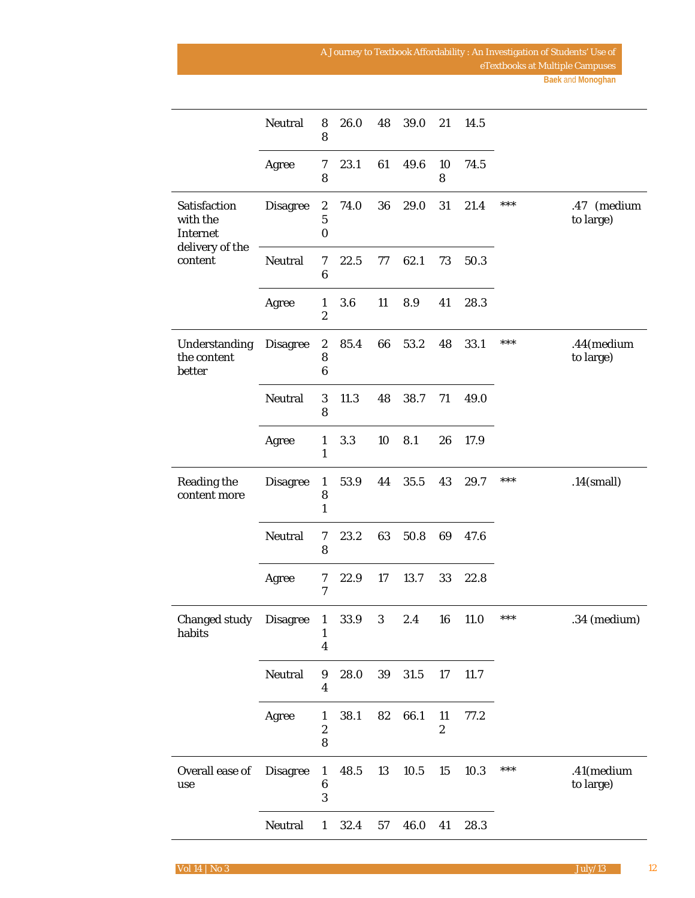|  |  |  |  |  |  |  |  |  |  |
|---|---|---|---|---|---|---|---|---|---|
|  | Neutral | 88 | 26.0 | 48 | 39.0 | 21 | 14.5 |  |  |
|  | Agree | 78 | 23.1 | 61 | 49.6 | 108 | 74.5 |  |  |
| Satisfaction with the Internet delivery of the content | Disagree | 250 | 74.0 | 36 | 29.0 | 31 | 21.4 | *** | .47 (medium to large) |
|  | Neutral | 76 | 22.5 | 77 | 62.1 | 73 | 50.3 |  |  |
|  | Agree | 12 | 3.6 | 11 | 8.9 | 41 | 28.3 |  |  |
| Understanding the content better | Disagree | 286 | 85.4 | 66 | 53.2 | 48 | 33.1 | *** | .44(medium to large) |
|  | Neutral | 38 | 11.3 | 48 | 38.7 | 71 | 49.0 |  |  |
|  | Agree | 11 | 3.3 | 10 | 8.1 | 26 | 17.9 |  |  |
| Reading the content more | Disagree | 181 | 53.9 | 44 | 35.5 | 43 | 29.7 | *** | .14(small) |
|  | Neutral | 78 | 23.2 | 63 | 50.8 | 69 | 47.6 |  |  |
|  | Agree | 77 | 22.9 | 17 | 13.7 | 33 | 22.8 |  |  |
| Changed study habits | Disagree | 114 | 33.9 | 3 | 2.4 | 16 | 11.0 | *** | .34 (medium) |
|  | Neutral | 94 | 28.0 | 39 | 31.5 | 17 | 11.7 |  |  |
|  | Agree | 128 | 38.1 | 82 | 66.1 | 112 | 77.2 |  |  |
| Overall ease of use | Disagree | 163 | 48.5 | 13 | 10.5 | 15 | 10.3 | *** | .41(medium to large) |
|  | Neutral | 1 | 32.4 | 57 | 46.0 | 41 | 28.3 |  |  |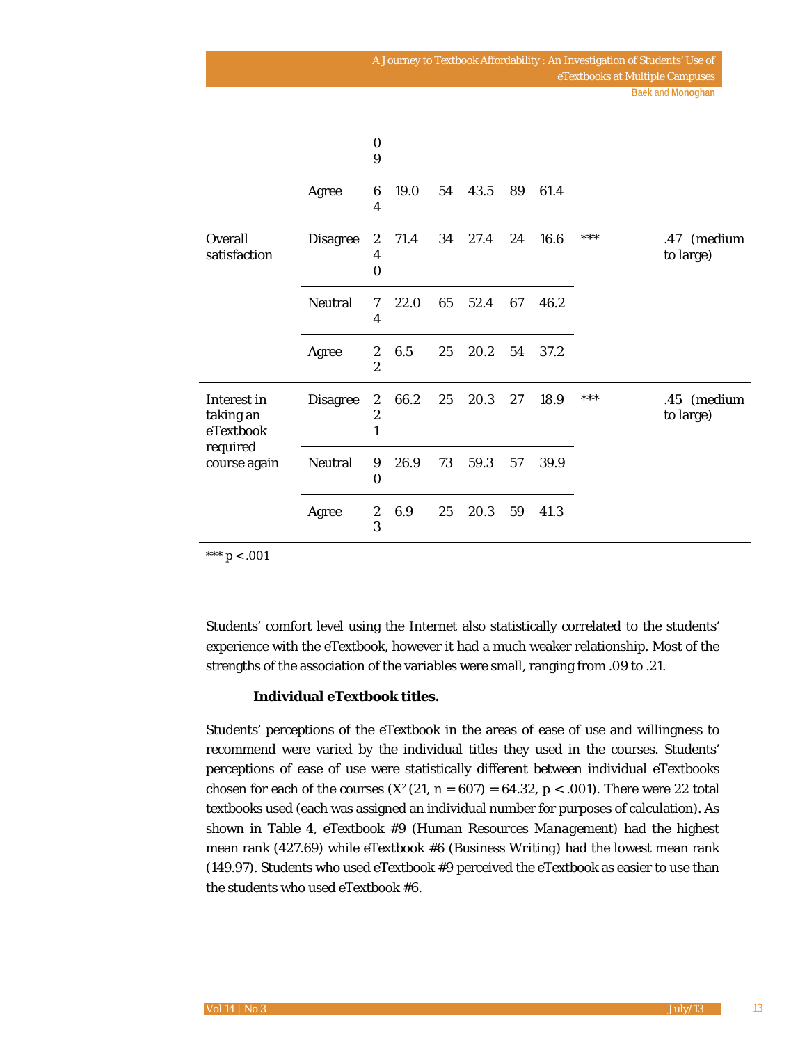|  |  |  |  |  |  |  |  |  |  |
|---|---|---|---|---|---|---|---|---|---|
|  |  | 09 |  |  |  |  |  |  |  |
|  | Agree | 64 | 19.0 | 54 | 43.5 | 89 | 61.4 |  |  |
| Overall satisfaction | Disagree | 240 | 71.4 | 34 | 27.4 | 24 | 16.6 | *** | .47 (medium to large) |
|  | Neutral | 74 | 22.0 | 65 | 52.4 | 67 | 46.2 |  |  |
|  | Agree | 22 | 6.5 | 25 | 20.2 | 54 | 37.2 |  |  |
| Interest in taking an eTextbook required course again | Disagree | 221 | 66.2 | 25 | 20.3 | 27 | 18.9 | *** | .45 (medium to large) |
|  | Neutral | 90 | 26.9 | 73 | 59.3 | 57 | 39.9 |  |  |
|  | Agree | 23 | 6.9 | 25 | 20.3 | 59 | 41.3 |  |  |

*** $p < .001$

Students' comfort level using the Internet also statistically correlated to the students' experience with the eTextbook, however it had a much weaker relationship. Most of the strengths of the association of the variables were small, ranging from .09 to .21.

**Individual eTextbook titles.**

Students' perceptions of the eTextbook in the areas of ease of use and willingness to recommend were varied by the individual titles they used in the courses. Students' perceptions of ease of use were statistically different between individual eTextbooks chosen for each of the courses ($X^2(21, n = 607) = 64.32$, $p < .001$). There were 22 total textbooks used (each was assigned an individual number for purposes of calculation). As shown in Table 4, eTextbook #9 (*Human Resources Management*) had the highest mean rank (427.69) while eTextbook #6 (*Business Writing*) had the lowest mean rank (149.97). Students who used eTextbook #9 perceived the eTextbook as easier to use than the students who used eTextbook #6.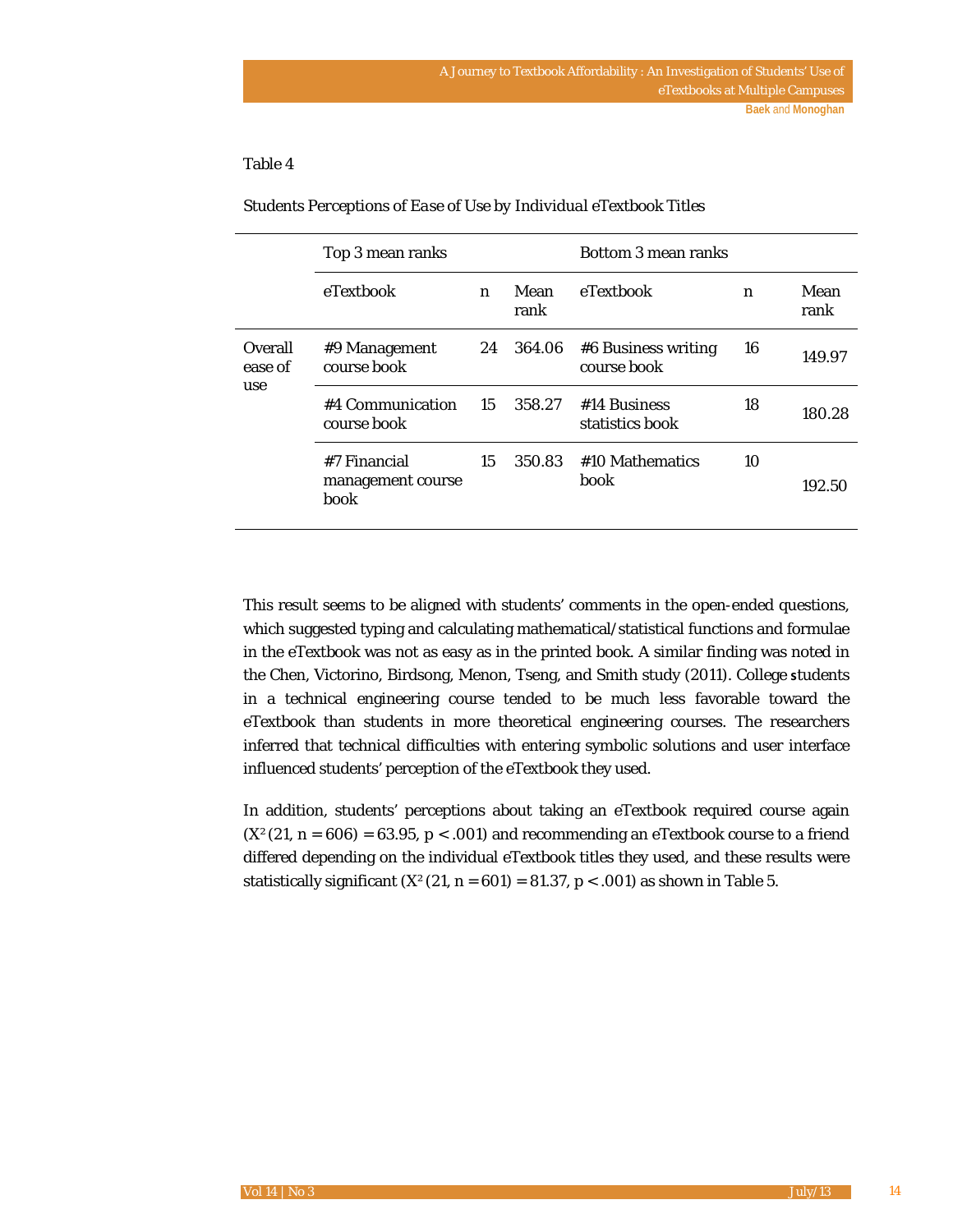Table 4

*Students Perceptions of Ease of Use by Individual eTextbook Titles*

| | Top 3 mean ranks | | | Bottom 3 mean ranks | | |
|---|---|---|---|---|---|---|
| | eTextbook | n | Mean rank | eTextbook | n | Mean rank |
| Overall ease of use | #9 Management course book | 24 | 364.06 | #6 Business writing course book | 16 | 149.97 |
| | #4 Communication course book | 15 | 358.27 | #14 Business statistics book | 18 | 180.28 |
| | #7 Financial management course book | 15 | 350.83 | #10 Mathematics book | 10 | 192.50 |

This result seems to be aligned with students' comments in the open-ended questions, which suggested typing and calculating mathematical/statistical functions and formulae in the eTextbook was not as easy as in the printed book. A similar finding was noted in the Chen, Victorino, Birdsong, Menon, Tseng, and Smith study (2011). College students in a technical engineering course tended to be much less favorable toward the eTextbook than students in more theoretical engineering courses. The researchers inferred that technical difficulties with entering symbolic solutions and user interface influenced students' perception of the eTextbook they used.

In addition, students' perceptions about taking an eTextbook required course again ($X^2$ (21, n = 606) = 63.95, $p < .001$) and recommending an eTextbook course to a friend differed depending on the individual eTextbook titles they used, and these results were statistically significant ($X^2$ (21, n = 601) = 81.37, $p < .001$) as shown in Table 5.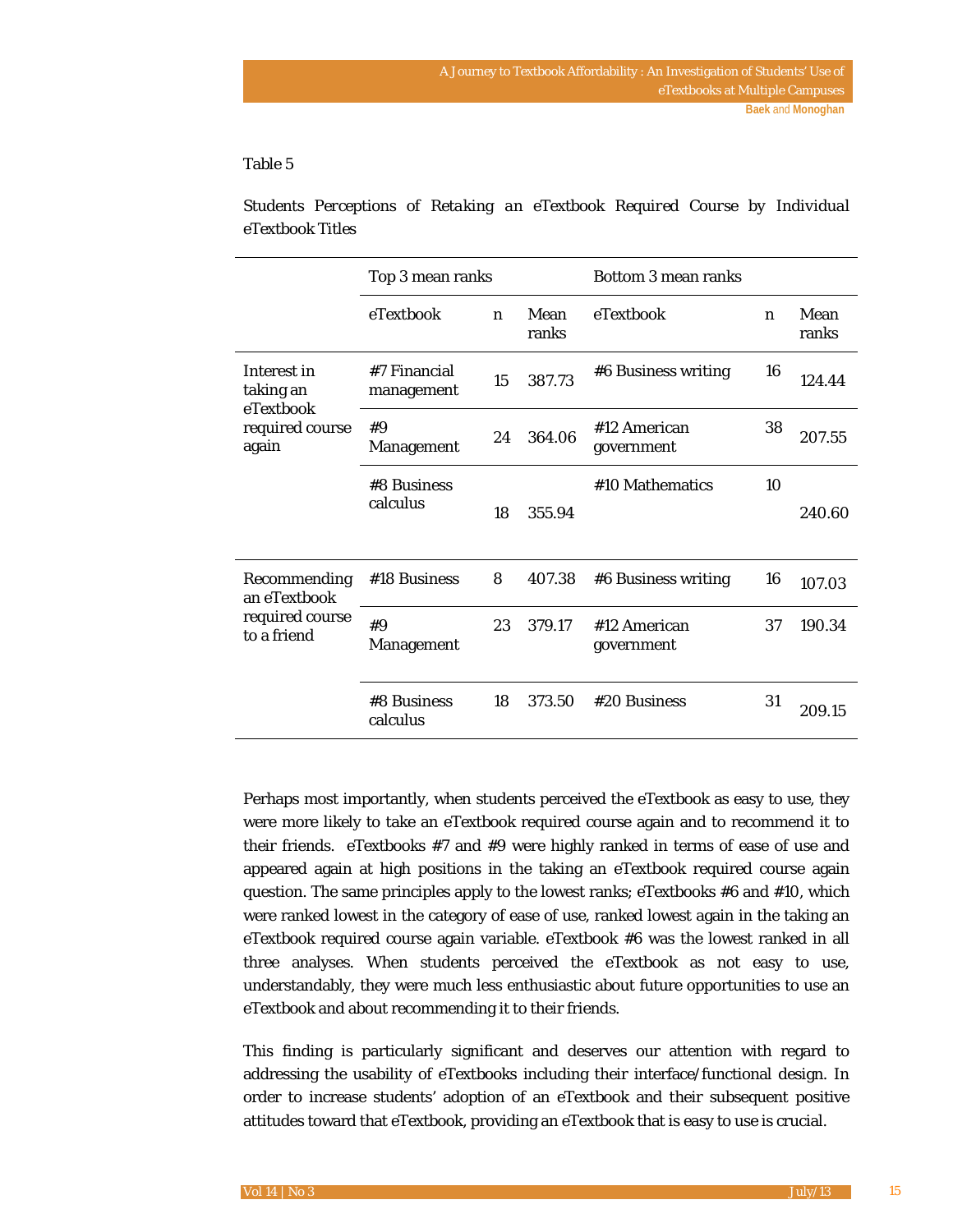Table 5

*Students Perceptions of Retaking an eTextbook Required Course by Individual eTextbook Titles*

| | Top 3 mean ranks | | | Bottom 3 mean ranks | | |
|---|---|---|---|---|---|---|
| | eTextbook | n | Mean ranks | eTextbook | n | Mean ranks |
| Interest in taking an eTextbook required course again | #7 Financial management | 15 | 387.73 | #6 Business writing | 16 | 124.44 |
| | #9 Management | 24 | 364.06 | #12 American government | 38 | 207.55 |
| | #8 Business calculus | 18 | 355.94 | #10 Mathematics | 10 | 240.60 |
| Recommending an eTextbook required course to a friend | #18 Business | 8 | 407.38 | #6 Business writing | 16 | 107.03 |
| | #9 Management | 23 | 379.17 | #12 American government | 37 | 190.34 |
| | #8 Business calculus | 18 | 373.50 | #20 Business | 31 | 209.15 |

Perhaps most importantly, when students perceived the eTextbook as easy to use, they were more likely to take an eTextbook required course again and to recommend it to their friends. eTextbooks #7 and #9 were highly ranked in terms of ease of use and appeared again at high positions in the taking an eTextbook required course again question. The same principles apply to the lowest ranks; eTextbooks #6 and #10, which were ranked lowest in the category of ease of use, ranked lowest again in the taking an eTextbook required course again variable. eTextbook #6 was the lowest ranked in all three analyses. When students perceived the eTextbook as not easy to use, understandably, they were much less enthusiastic about future opportunities to use an eTextbook and about recommending it to their friends.

This finding is particularly significant and deserves our attention with regard to addressing the usability of eTextbooks including their interface/functional design. In order to increase students' adoption of an eTextbook and their subsequent positive attitudes toward that eTextbook, providing an eTextbook that is easy to use is crucial.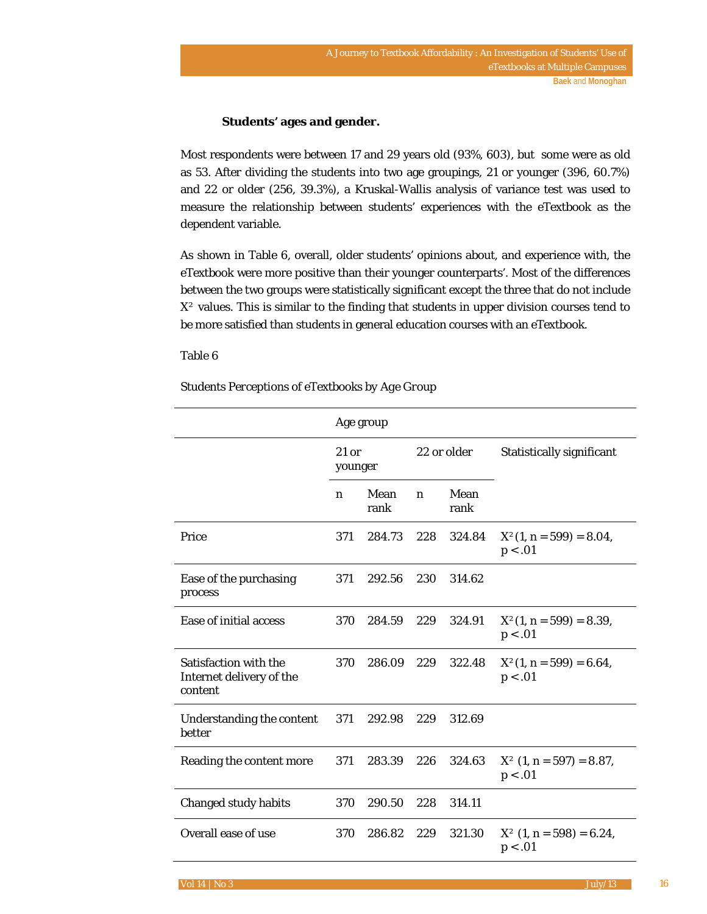### Students' ages and gender.

Most respondents were between 17 and 29 years old (93%, 603), but some were as old as 53. After dividing the students into two age groupings, 21 or younger (396, 60.7%) and 22 or older (256, 39.3%), a Kruskal-Wallis analysis of variance test was used to measure the relationship between students' experiences with the eTextbook as the dependent variable.

As shown in Table 6, overall, older students' opinions about, and experience with, the eTextbook were more positive than their younger counterparts'. Most of the differences between the two groups were statistically significant except the three that do not include $X^2$ values. This is similar to the finding that students in upper division courses tend to be more satisfied than students in general education courses with an eTextbook.

Table 6

Students Perceptions of eTextbooks by Age Group

| | Age group | | | | |
|---|---|---|---|---|---|
| | 21 or younger | | 22 or older | | Statistically significant |
| | n | Mean rank | n | Mean rank | |
| Price | 371 | 284.73 | 228 | 324.84 | $X^2$ (1, n = 599) = 8.04, $p < .01$ |
| Ease of the purchasing process | 371 | 292.56 | 230 | 314.62 | |
| Ease of initial access | 370 | 284.59 | 229 | 324.91 | $X^2$ (1, n = 599) = 8.39, $p < .01$ |
| Satisfaction with the Internet delivery of the content | 370 | 286.09 | 229 | 322.48 | $X^2$ (1, n = 599) = 6.64, $p < .01$ |
| Understanding the content better | 371 | 292.98 | 229 | 312.69 | |
| Reading the content more | 371 | 283.39 | 226 | 324.63 | $X^2$ (1, n = 597) = 8.87, $p < .01$ |
| Changed study habits | 370 | 290.50 | 228 | 314.11 | |
| Overall ease of use | 370 | 286.82 | 229 | 321.30 | $X^2$ (1, n = 598) = 6.24, $p < .01$ |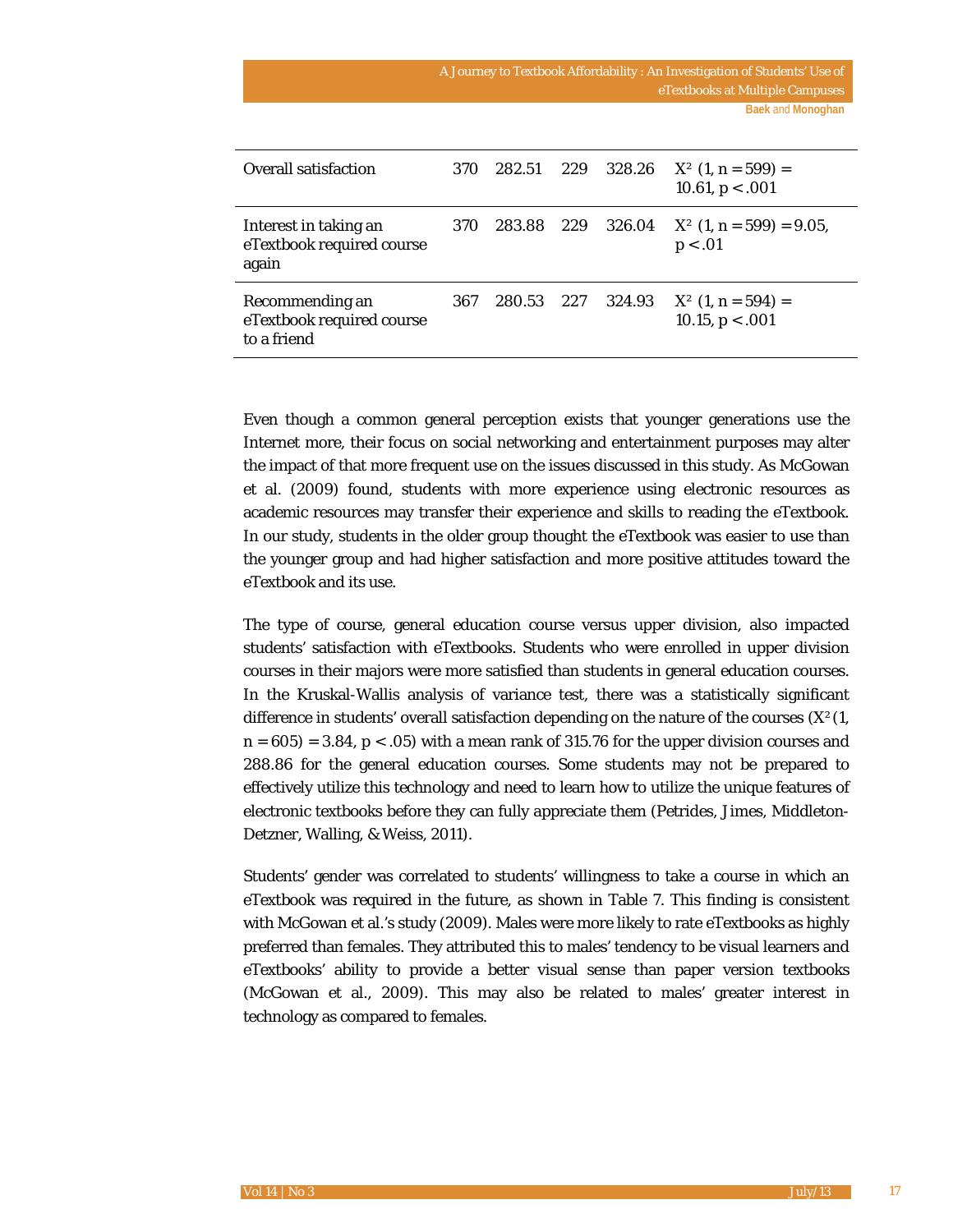| | | | | | |
|---|---|---|---|---|---|
| Overall satisfaction | 370 | 282.51 | 229 | 328.26 | $X^2$ (1, n = 599) = 10.61, p < .001 |
| Interest in taking an eTextbook required course again | 370 | 283.88 | 229 | 326.04 | $X^2$ (1, n = 599) = 9.05, p < .01 |
| Recommending an eTextbook required course to a friend | 367 | 280.53 | 227 | 324.93 | $X^2$ (1, n = 594) = 10.15, p < .001 |

Even though a common general perception exists that younger generations use the Internet more, their focus on social networking and entertainment purposes may alter the impact of that more frequent use on the issues discussed in this study. As McGowan et al. (2009) found, students with more experience using electronic resources as academic resources may transfer their experience and skills to reading the eTextbook. In our study, students in the older group thought the eTextbook was easier to use than the younger group and had higher satisfaction and more positive attitudes toward the eTextbook and its use.

The type of course, general education course versus upper division, also impacted students' satisfaction with eTextbooks. Students who were enrolled in upper division courses in their majors were more satisfied than students in general education courses. In the Kruskal-Wallis analysis of variance test, there was a statistically significant difference in students' overall satisfaction depending on the nature of the courses ($X^2$ (1, n = 605) = 3.84, p < .05) with a mean rank of 315.76 for the upper division courses and 288.86 for the general education courses. Some students may not be prepared to effectively utilize this technology and need to learn how to utilize the unique features of electronic textbooks before they can fully appreciate them (Petrides, Jimes, Middleton-Detzner, Walling, & Weiss, 2011).

Students' gender was correlated to students' willingness to take a course in which an eTextbook was required in the future, as shown in Table 7. This finding is consistent with McGowan et al.'s study (2009). Males were more likely to rate eTextbooks as highly preferred than females. They attributed this to males' tendency to be visual learners and eTextbooks' ability to provide a better visual sense than paper version textbooks (McGowan et al., 2009). This may also be related to males' greater interest in technology as compared to females.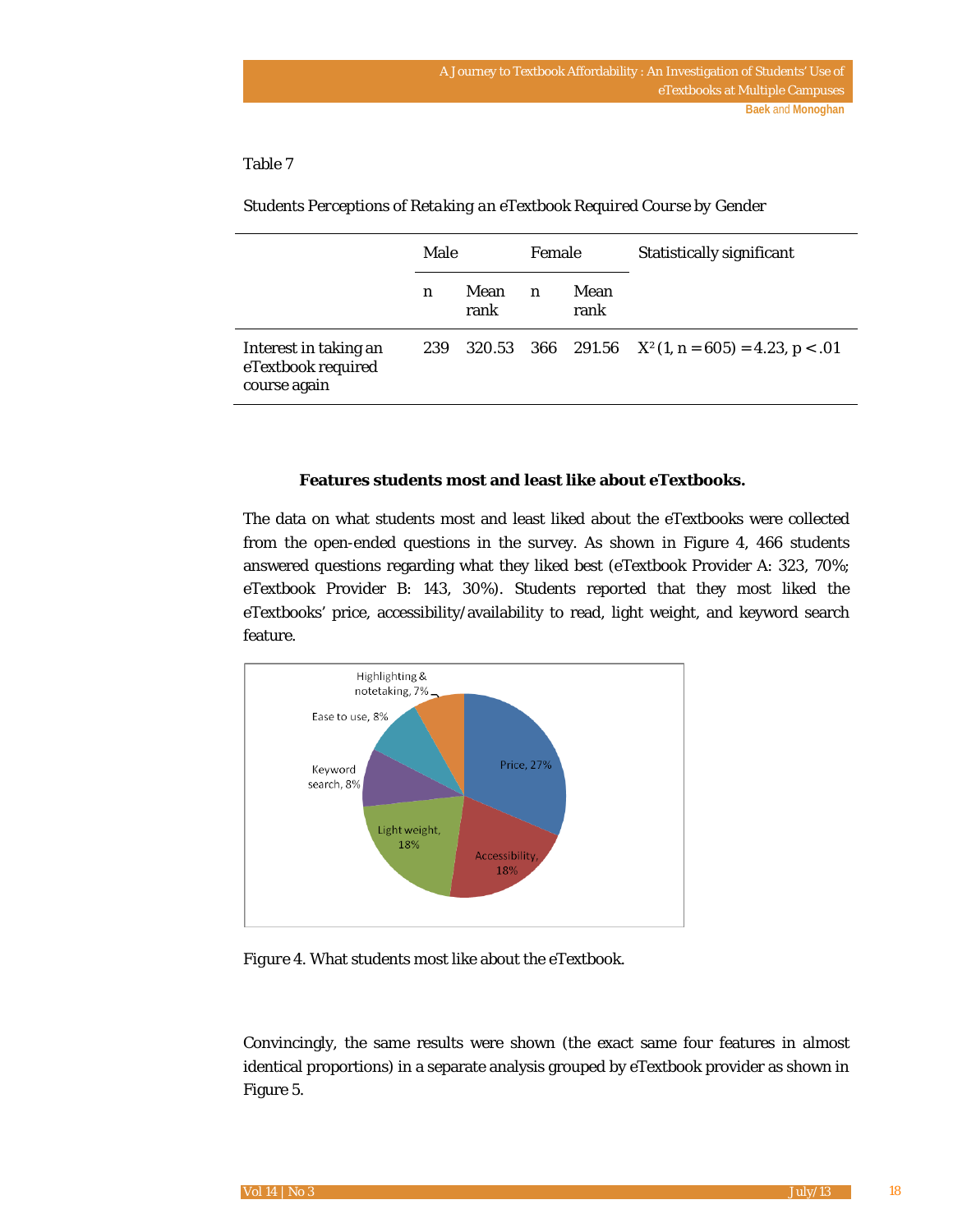Table 7

*Students Perceptions of Retaking an eTextbook Required Course by Gender*

| | Male | | Female | | Statistically significant |
|---|---|---|---|---|---|
| | n | Mean rank | n | Mean rank | |
| Interest in taking an eTextbook required course again | 239 | 320.53 | 366 | 291.56 | $X^2 (1, n = 605) = 4.23, p < .01$ |

**Features students most and least like about eTextbooks.**

The data on what students most and least liked about the eTextbooks were collected from the open-ended questions in the survey. As shown in Figure 4, 466 students answered questions regarding what they liked best (eTextbook Provider A: 323, 70%; eTextbook Provider B: 143, 30%). Students reported that they most liked the eTextbooks' price, accessibility/availability to read, light weight, and keyword search feature.

*Figure 4*. What students most like about the eTextbook.

Convincingly, the same results were shown (the exact same four features in almost identical proportions) in a separate analysis grouped by eTextbook provider as shown in Figure 5.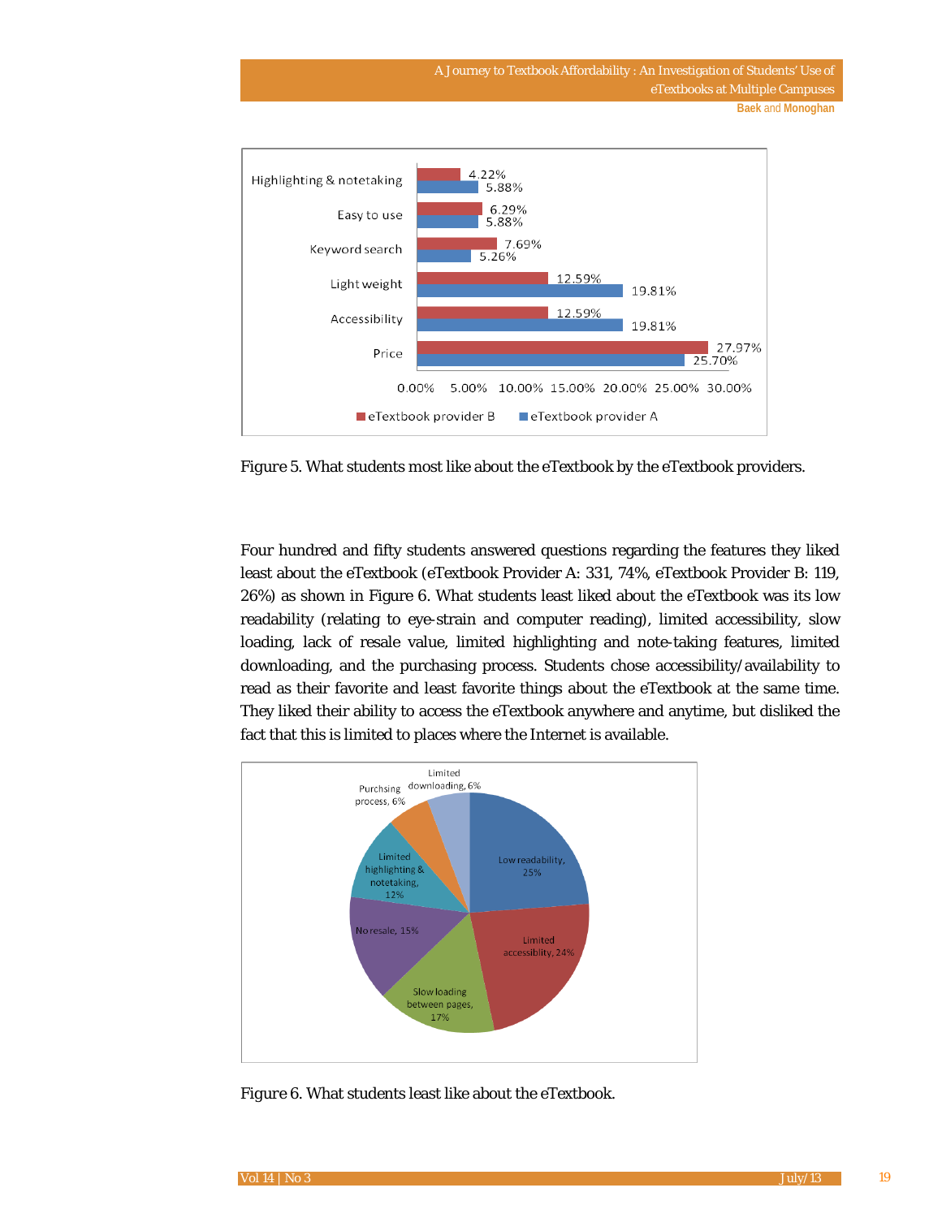Figure 5. What students most like about the eTextbook by the eTextbook providers.

Four hundred and fifty students answered questions regarding the features they liked least about the eTextbook (eTextbook Provider A: 331, 74%, eTextbook Provider B: 119, 26%) as shown in Figure 6. What students least liked about the eTextbook was its low readability (relating to eye-strain and computer reading), limited accessibility, slow loading, lack of resale value, limited highlighting and note-taking features, limited downloading, and the purchasing process. Students chose accessibility/availability to read as their favorite and least favorite things about the eTextbook at the same time. They liked their ability to access the eTextbook anywhere and anytime, but disliked the fact that this is limited to places where the Internet is available.

Figure 6. What students least like about the eTextbook.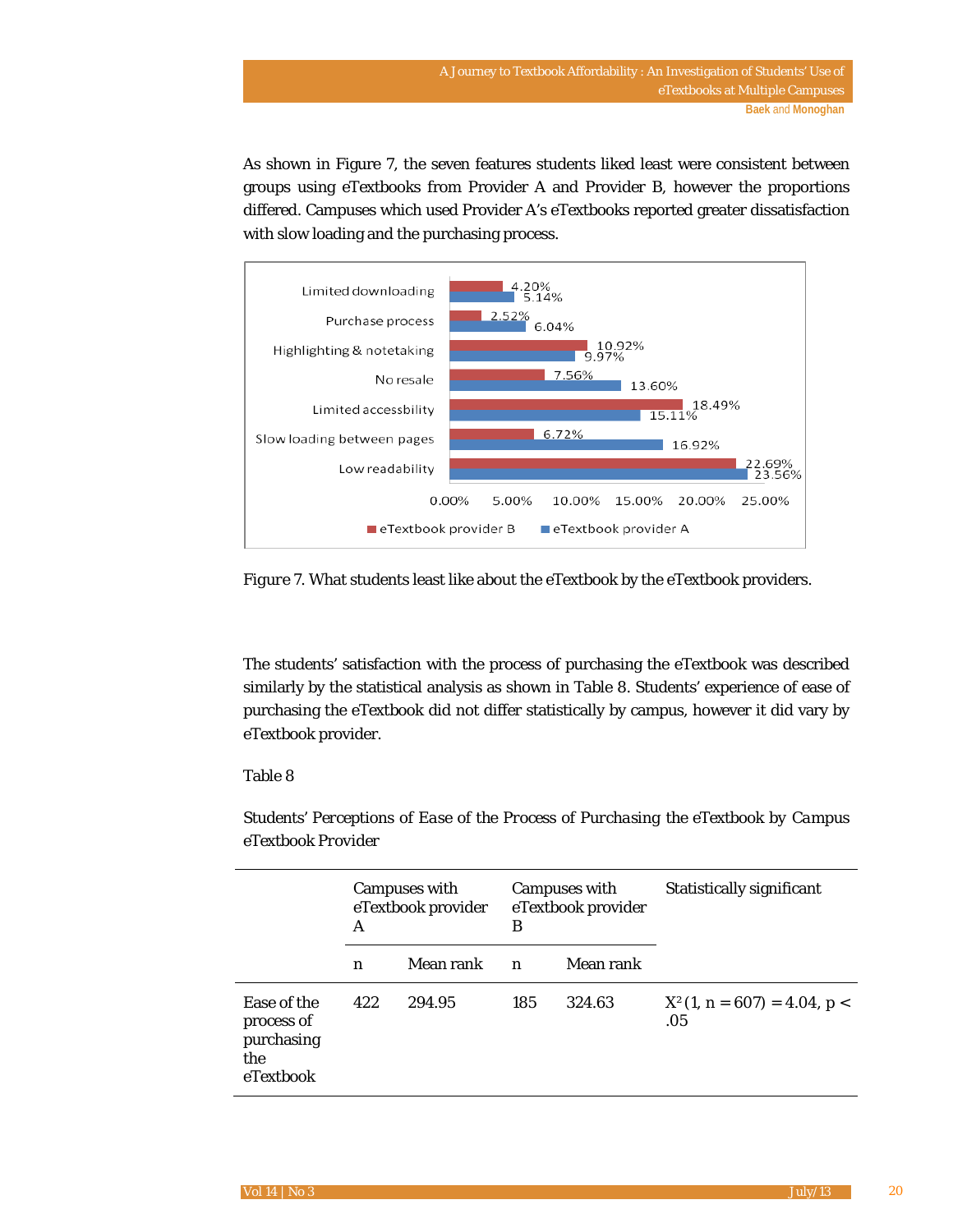As shown in Figure 7, the seven features students liked least were consistent between groups using eTextbooks from Provider A and Provider B, however the proportions differed. Campuses which used Provider A's eTextbooks reported greater dissatisfaction with slow loading and the purchasing process.

| | eTextbook provider B | eTextbook provider A |
|---|---|---|
| Limited downloading | 4.20% | 5.14% |
| Purchase process | 2.52% | 6.04% |
| Highlighting & notetaking | 10.92% | 9.97% |
| No resale | 7.56% | 13.60% |
| Limited accessbility | 18.49% | 15.11% |
| Slow loading between pages | 6.72% | 16.92% |
| Low readability | 22.69% | 23.56% |

*Figure 7*. What students least like about the eTextbook by the eTextbook providers.

The students' satisfaction with the process of purchasing the eTextbook was described similarly by the statistical analysis as shown in Table 8. Students' experience of ease of purchasing the eTextbook did not differ statistically by campus, however it did vary by eTextbook provider.

Table 8

*Students' Perceptions of Ease of the Process of Purchasing the eTextbook by Campus eTextbook Provider*

| | Campuses with eTextbook provider A | | Campuses with eTextbook provider B | | Statistically significant |
|---|---|---|---|---|---|
| | n | Mean rank | n | Mean rank | |
| Ease of the process of purchasing the eTextbook | 422 | 294.95 | 185 | 324.63 | $X^2(1, n = 607) = 4.04, p < .05$ |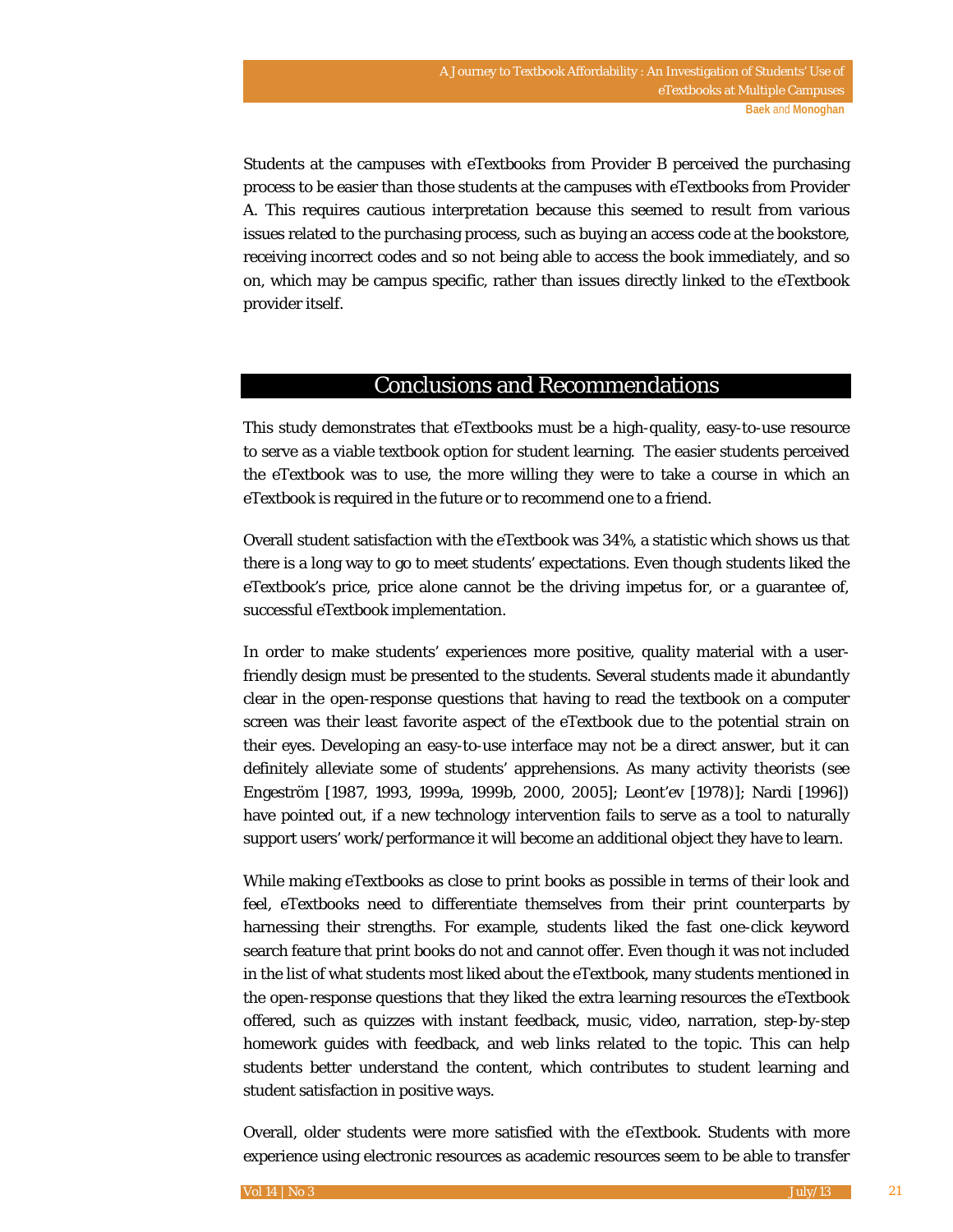Students at the campuses with eTextbooks from Provider B perceived the purchasing process to be easier than those students at the campuses with eTextbooks from Provider A. This requires cautious interpretation because this seemed to result from various issues related to the purchasing process, such as buying an access code at the bookstore, receiving incorrect codes and so not being able to access the book immediately, and so on, which may be campus specific, rather than issues directly linked to the eTextbook provider itself.

## Conclusions and Recommendations

This study demonstrates that eTextbooks must be a high-quality, easy-to-use resource to serve as a viable textbook option for student learning. The easier students perceived the eTextbook was to use, the more willing they were to take a course in which an eTextbook is required in the future or to recommend one to a friend.

Overall student satisfaction with the eTextbook was 34%, a statistic which shows us that there is a long way to go to meet students' expectations. Even though students liked the eTextbook's price, price alone cannot be the driving impetus for, or a guarantee of, successful eTextbook implementation.

In order to make students' experiences more positive, quality material with a user-friendly design must be presented to the students. Several students made it abundantly clear in the open-response questions that having to read the textbook on a computer screen was their least favorite aspect of the eTextbook due to the potential strain on their eyes. Developing an easy-to-use interface may not be a direct answer, but it can definitely alleviate some of students' apprehensions. As many activity theorists (see Engeström [1987, 1993, 1999a, 1999b, 2000, 2005]; Leont'ev [1978)]; Nardi [1996]) have pointed out, if a new technology intervention fails to serve as a tool to naturally support users' work/performance it will become an additional object they have to learn.

While making eTextbooks as close to print books as possible in terms of their look and feel, eTextbooks need to differentiate themselves from their print counterparts by harnessing their strengths. For example, students liked the fast one-click keyword search feature that print books do not and cannot offer. Even though it was not included in the list of what students most liked about the eTextbook, many students mentioned in the open-response questions that they liked the extra learning resources the eTextbook offered, such as quizzes with instant feedback, music, video, narration, step-by-step homework guides with feedback, and web links related to the topic. This can help students better understand the content, which contributes to student learning and student satisfaction in positive ways.

Overall, older students were more satisfied with the eTextbook. Students with more experience using electronic resources as academic resources seem to be able to transfer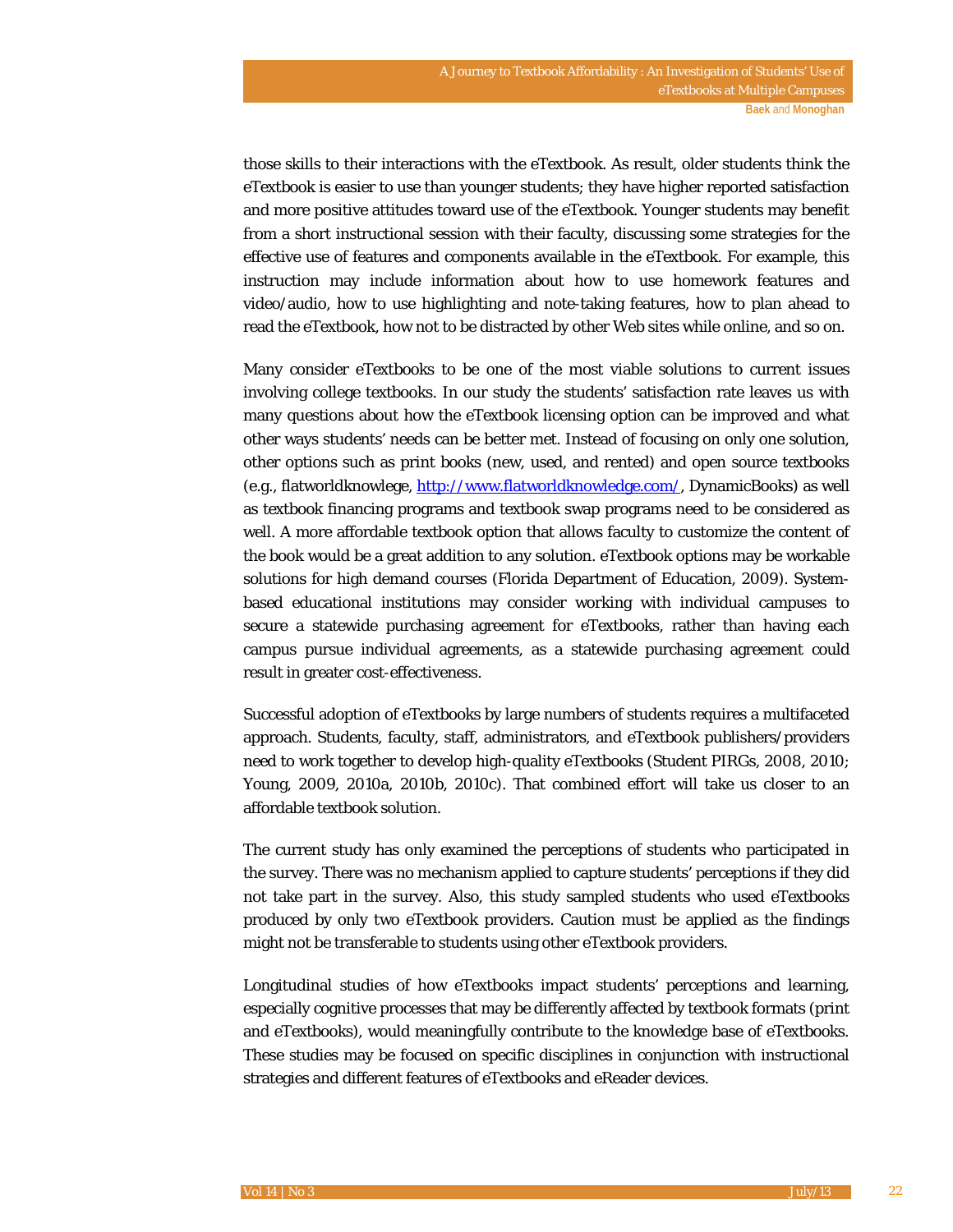those skills to their interactions with the eTextbook. As result, older students think the eTextbook is easier to use than younger students; they have higher reported satisfaction and more positive attitudes toward use of the eTextbook. Younger students may benefit from a short instructional session with their faculty, discussing some strategies for the effective use of features and components available in the eTextbook. For example, this instruction may include information about how to use homework features and video/audio, how to use highlighting and note-taking features, how to plan ahead to read the eTextbook, how not to be distracted by other Web sites while online, and so on.

Many consider eTextbooks to be one of the most viable solutions to current issues involving college textbooks. In our study the students' satisfaction rate leaves us with many questions about how the eTextbook licensing option can be improved and what other ways students' needs can be better met. Instead of focusing on only one solution, other options such as print books (new, used, and rented) and open source textbooks (e.g., flatworldknowlege, http://www.flatworldknowledge.com/, DynamicBooks) as well as textbook financing programs and textbook swap programs need to be considered as well. A more affordable textbook option that allows faculty to customize the content of the book would be a great addition to any solution. eTextbook options may be workable solutions for high demand courses (Florida Department of Education, 2009). System-based educational institutions may consider working with individual campuses to secure a statewide purchasing agreement for eTextbooks, rather than having each campus pursue individual agreements, as a statewide purchasing agreement could result in greater cost-effectiveness.

Successful adoption of eTextbooks by large numbers of students requires a multifaceted approach. Students, faculty, staff, administrators, and eTextbook publishers/providers need to work together to develop high-quality eTextbooks (Student PIRGs, 2008, 2010; Young, 2009, 2010a, 2010b, 2010c). That combined effort will take us closer to an affordable textbook solution.

The current study has only examined the perceptions of students who participated in the survey. There was no mechanism applied to capture students' perceptions if they did not take part in the survey. Also, this study sampled students who used eTextbooks produced by only two eTextbook providers. Caution must be applied as the findings might not be transferable to students using other eTextbook providers.

Longitudinal studies of how eTextbooks impact students' perceptions and learning, especially cognitive processes that may be differently affected by textbook formats (print and eTextbooks), would meaningfully contribute to the knowledge base of eTextbooks. These studies may be focused on specific disciplines in conjunction with instructional strategies and different features of eTextbooks and eReader devices.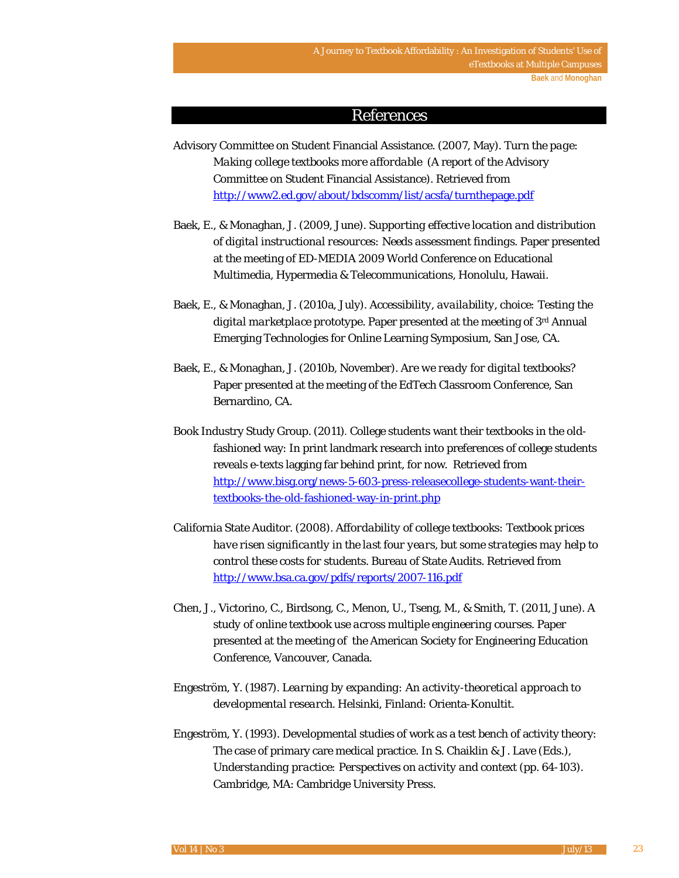## References

Advisory Committee on Student Financial Assistance. (2007, May). *Turn the page: Making college textbooks more affordable* (A report of the Advisory Committee on Student Financial Assistance). Retrieved from http://www2.ed.gov/about/bdscomm/list/acsfa/turnthepage.pdf

Baek, E., & Monaghan, J. (2009, June). *Supporting effective location and distribution of digital instructional resources: Needs assessment findings.* Paper presented at the meeting of ED-MEDIA 2009 World Conference on Educational Multimedia, Hypermedia & Telecommunications, Honolulu, Hawaii.

Baek, E., & Monaghan, J. (2010a, July). *Accessibility, availability, choice: Testing the digital marketplace prototype.* Paper presented at the meeting of 3rd Annual Emerging Technologies for Online Learning Symposium, San Jose, CA.

Baek, E., & Monaghan, J. (2010b, November). *Are we ready for digital textbooks?* Paper presented at the meeting of the EdTech Classroom Conference, San Bernardino, CA.

Book Industry Study Group. (2011). College students want their textbooks in the old-fashioned way: In print landmark research into preferences of college students reveals e-texts lagging far behind print, for now. Retrieved from http://www.bisg.org/news-5-603-press-releasecollege-students-want-their-textbooks-the-old-fashioned-way-in-print.php

California State Auditor. (2008). *Affordability of college textbooks: Textbook prices have risen significantly in the last four years, but some strategies may help to control these costs for students.* Bureau of State Audits. Retrieved from http://www.bsa.ca.gov/pdfs/reports/2007-116.pdf

Chen, J., Victorino, C., Birdsong, C., Menon, U., Tseng, M., & Smith, T. (2011, June). *A study of online textbook use across multiple engineering courses.* Paper presented at the meeting of the American Society for Engineering Education Conference, Vancouver, Canada.

Engeström, Y. (1987). *Learning by expanding: An activity-theoretical approach to developmental research.* Helsinki, Finland: Orienta-Konultit.

Engeström, Y. (1993). Developmental studies of work as a test bench of activity theory: The case of primary care medical practice. In S. Chaiklin & J. Lave (Eds.), *Understanding practice: Perspectives on activity and context* (pp. 64-103). Cambridge, MA: Cambridge University Press.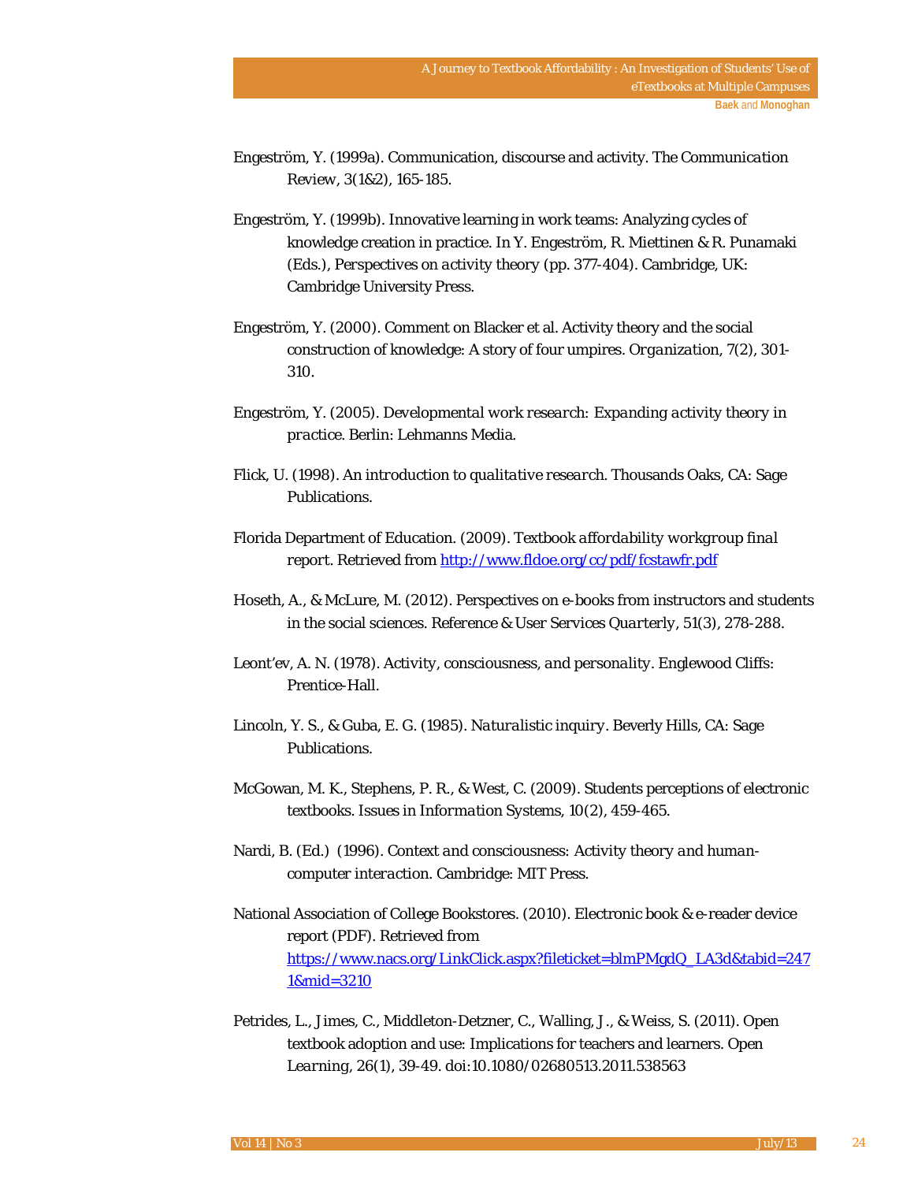Engeström, Y. (1999a). Communication, discourse and activity. *The Communication Review, 3*(1&2), 165-185.

Engeström, Y. (1999b). Innovative learning in work teams: Analyzing cycles of knowledge creation in practice. In Y. Engeström, R. Miettinen & R. Punamaki (Eds.), *Perspectives on activity theory* (pp. 377-404). Cambridge, UK: Cambridge University Press.

Engeström, Y. (2000). Comment on Blacker et al. Activity theory and the social construction of knowledge: A story of four umpires. *Organization, 7*(2), 301-310.

Engeström, Y. (2005). *Developmental work research: Expanding activity theory in practice*. Berlin: Lehmanns Media.

Flick, U. (1998). *An introduction to qualitative research*. Thousands Oaks, CA: Sage Publications.

Florida Department of Education. (2009). *Textbook affordability workgroup final report*. Retrieved from http://www.fldoe.org/cc/pdf/fcstawfr.pdf

Hoseth, A., & McLure, M. (2012). Perspectives on e-books from instructors and students in the social sciences. *Reference & User Services Quarterly, 51*(3), 278-288.

Leont'ev, A. N. (1978). *Activity, consciousness, and personality*. Englewood Cliffs: Prentice-Hall.

Lincoln, Y. S., & Guba, E. G. (1985). *Naturalistic inquiry*. Beverly Hills, CA: Sage Publications.

McGowan, M. K., Stephens, P. R., & West, C. (2009). Students perceptions of electronic textbooks. *Issues in Information Systems, 10*(2), 459-465.

Nardi, B. (Ed.) (1996). *Context and consciousness: Activity theory and human-computer interaction*. Cambridge: MIT Press.

National Association of College Bookstores. (2010). Electronic book & e-reader device report (PDF). Retrieved from https://www.nacs.org/LinkClick.aspx?fileticket=blmPMgdQ_LA3d&tabid=2471&mid=3210

Petrides, L., Jimes, C., Middleton-Detzner, C., Walling, J., & Weiss, S. (2011). Open textbook adoption and use: Implications for teachers and learners. *Open Learning, 26*(1), 39-49. doi:10.1080/02680513.2011.538563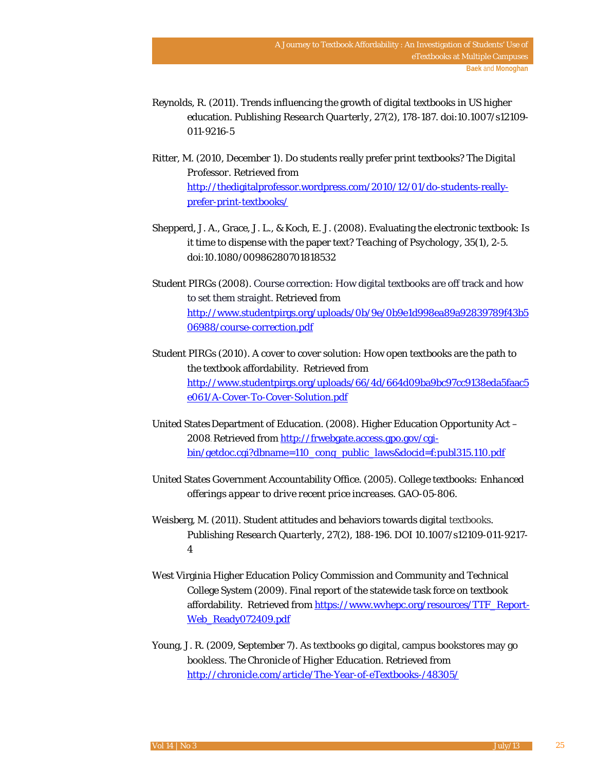Reynolds, R. (2011). Trends influencing the growth of digital textbooks in US higher education. *Publishing Research Quarterly*, 27(2), 178-187. doi:10.1007/s12109-011-9216-5

Ritter, M. (2010, December 1). Do students really prefer print textbooks? *The Digital Professor*. Retrieved from http://thedigitalprofessor.wordpress.com/2010/12/01/do-students-really-prefer-print-textbooks/

Shepperd, J. A., Grace, J. L., & Koch, E. J. (2008). Evaluating the electronic textbook: Is it time to dispense with the paper text? *Teaching of Psychology*, 35(1), 2-5. doi:10.1080/00986280701818532

Student PIRGs (2008). *Course correction: How digital textbooks are off track and how to set them straight*. Retrieved from http://www.studentpirgs.org/uploads/0b/9e/0b9e1d998ea89a92839789f43b506988/course-correction.pdf

Student PIRGs (2010). *A cover to cover solution: How open textbooks are the path to the textbook affordability*. Retrieved from http://www.studentpirgs.org/uploads/66/4d/664d09ba9bc97cc9138eda5faac5e061/A-Cover-To-Cover-Solution.pdf

United States Department of Education. (2008). *Higher Education Opportunity Act – 2008*. Retrieved from http://frwebgate.access.gpo.gov/cgi-bin/getdoc.cgi?dbname=110_cong_public_laws&docid=f:publ315.110.pdf

United States Government Accountability Office. (2005). *College textbooks: Enhanced offerings appear to drive recent price increases*. GAO-05-806.

Weisberg, M. (2011). Student attitudes and behaviors towards digital textbooks. *Publishing Research Quarterly*, 27(2), 188-196. DOI 10.1007/s12109-011-9217-4

West Virginia Higher Education Policy Commission and Community and Technical College System (2009). *Final report of the statewide task force on textbook affordability*. Retrieved from https://www.wvhepc.org/resources/TTF_Report-Web_Ready072409.pdf

Young, J. R. (2009, September 7). As textbooks go digital, campus bookstores may go bookless. *The Chronicle of Higher Education*. Retrieved from http://chronicle.com/article/The-Year-of-eTextbooks-/48305/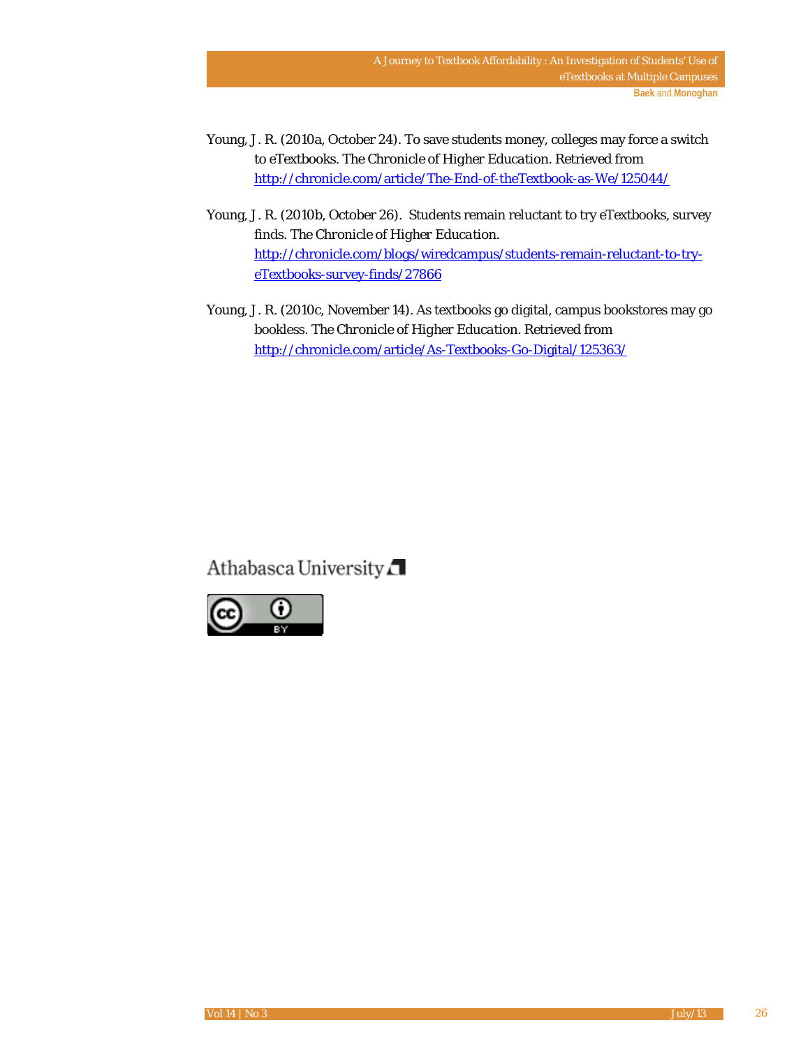Young, J. R. (2010a, October 24). To save students money, colleges may force a switch to eTextbooks. *The Chronicle of Higher Education*. Retrieved from http://chronicle.com/article/The-End-of-the-Textbook-as-We/125044/

Young, J. R. (2010b, October 26). Students remain reluctant to try eTextbooks, survey finds. *The Chronicle of Higher Education*. http://chronicle.com/blogs/wiredcampus/students-remain-reluctant-to-try-eTextbooks-survey-finds/27866

Young, J. R. (2010c, November 14). As textbooks go digital, campus bookstores may go bookless. *The Chronicle of Higher Education*. Retrieved from http://chronicle.com/article/As-Textbooks-Go-Digital/125363/

Athabasca University